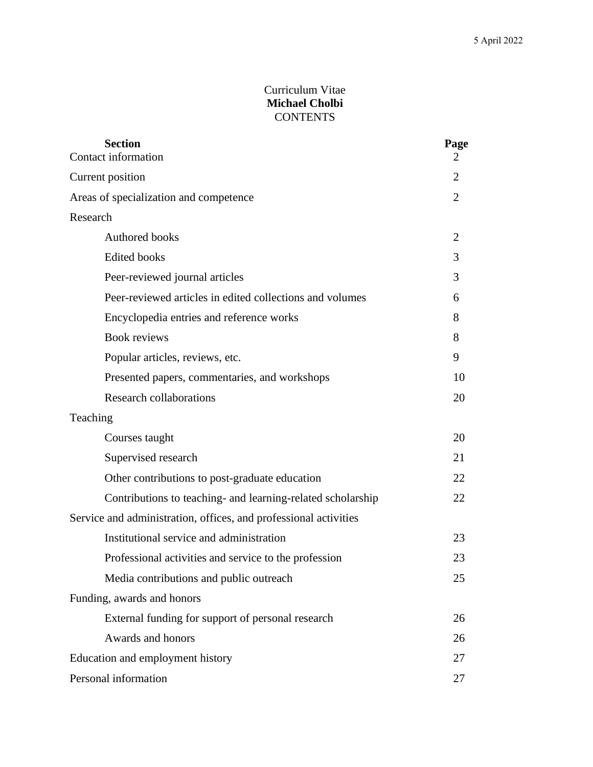5 April 2022

Curriculum Vitae
**Michael Cholbi**
CONTENTS

| **Section** | **Page** |
|---|---|
| Contact information | 2 |
| Current position | 2 |
| Areas of specialization and competence | 2 |
| Research | |
| Authored books | 2 |
| Edited books | 3 |
| Peer-reviewed journal articles | 3 |
| Peer-reviewed articles in edited collections and volumes | 6 |
| Encyclopedia entries and reference works | 8 |
| Book reviews | 8 |
| Popular articles, reviews, etc. | 9 |
| Presented papers, commentaries, and workshops | 10 |
| Research collaborations | 20 |
| Teaching | |
| Courses taught | 20 |
| Supervised research | 21 |
| Other contributions to post-graduate education | 22 |
| Contributions to teaching- and learning-related scholarship | 22 |
| Service and administration, offices, and professional activities | |
| Institutional service and administration | 23 |
| Professional activities and service to the profession | 23 |
| Media contributions and public outreach | 25 |
| Funding, awards and honors | |
| External funding for support of personal research | 26 |
| Awards and honors | 26 |
| Education and employment history | 27 |
| Personal information | 27 |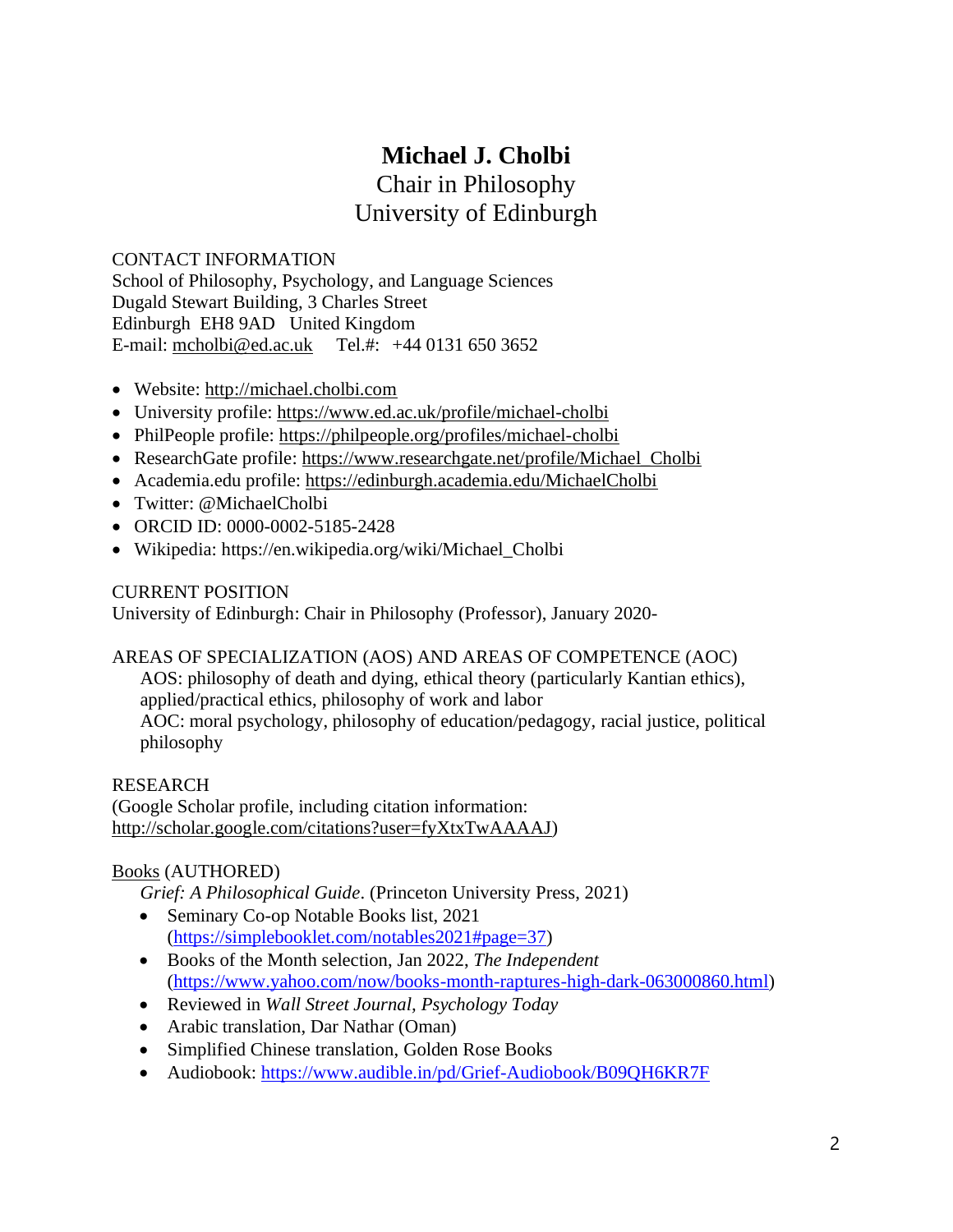# **Michael J. Cholbi**

## Chair in Philosophy
## University of Edinburgh

CONTACT INFORMATION
School of Philosophy, Psychology, and Language Sciences
Dugald Stewart Building, 3 Charles Street
Edinburgh EH8 9AD United Kingdom
E-mail: mcholbi@ed.ac.uk Tel.#: +44 0131 650 3652

- Website: http://michael.cholbi.com
- University profile: https://www.ed.ac.uk/profile/michael-cholbi
- PhilPeople profile: https://philpeople.org/profiles/michael-cholbi
- ResearchGate profile: https://www.researchgate.net/profile/Michael_Cholbi
- Academia.edu profile: https://edinburgh.academia.edu/MichaelCholbi
- Twitter: @MichaelCholbi
- ORCID ID: 0000-0002-5185-2428
- Wikipedia: https://en.wikipedia.org/wiki/Michael_Cholbi

CURRENT POSITION
University of Edinburgh: Chair in Philosophy (Professor), January 2020-

AREAS OF SPECIALIZATION (AOS) AND AREAS OF COMPETENCE (AOC)
AOS: philosophy of death and dying, ethical theory (particularly Kantian ethics), applied/practical ethics, philosophy of work and labor
AOC: moral psychology, philosophy of education/pedagogy, racial justice, political philosophy

RESEARCH
(Google Scholar profile, including citation information: http://scholar.google.com/citations?user=fyXtxTwAAAAJ)

Books (AUTHORED)

*Grief: A Philosophical Guide*. (Princeton University Press, 2021)

- Seminary Co-op Notable Books list, 2021 (https://simplebooklet.com/notables2021#page=37)
- Books of the Month selection, Jan 2022, *The Independent* (https://www.yahoo.com/now/books-month-raptures-high-dark-063000860.html)
- Reviewed in *Wall Street Journal*, *Psychology Today*
- Arabic translation, Dar Nathar (Oman)
- Simplified Chinese translation, Golden Rose Books
- Audiobook: https://www.audible.in/pd/Grief-Audiobook/B09QH6KR7F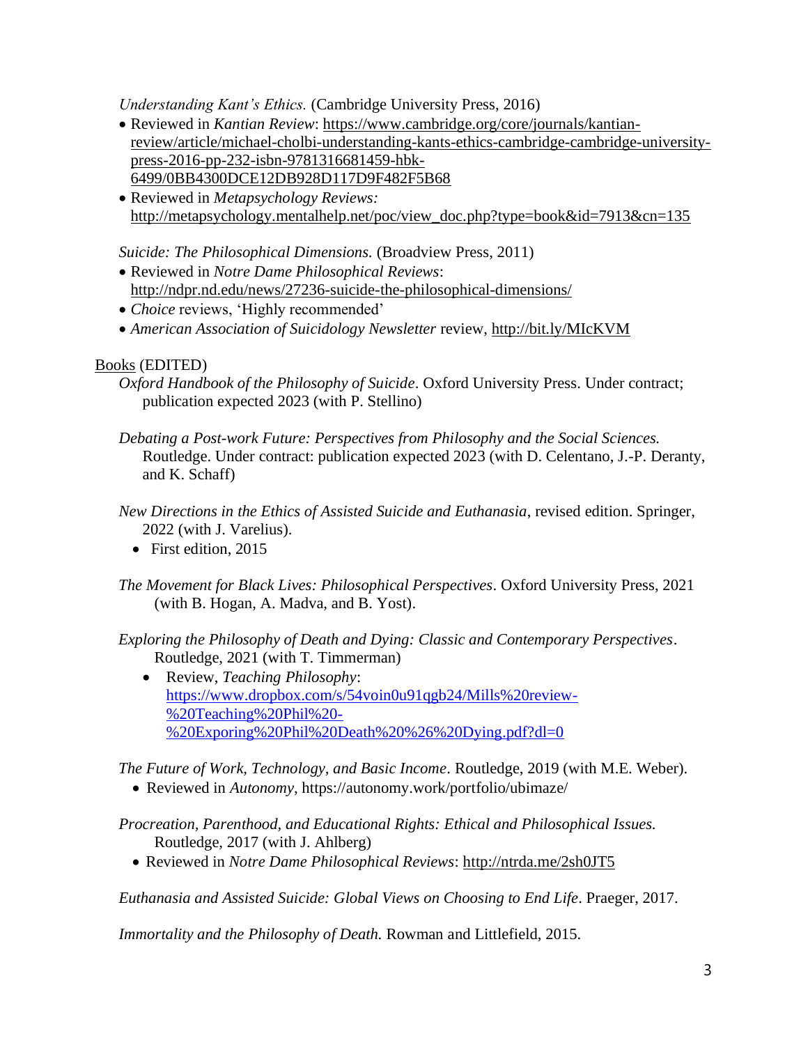*Understanding Kant's Ethics.* (Cambridge University Press, 2016)

- Reviewed in *Kantian Review*: https://www.cambridge.org/core/journals/kantian-review/article/michael-cholbi-understanding-kants-ethics-cambridge-cambridge-university-press-2016-pp-232-isbn-9781316681459-hbk-6499/0BB4300DCE12DB928D117D9F482F5B68
- Reviewed in *Metapsychology Reviews:* http://metapsychology.mentalhelp.net/poc/view_doc.php?type=book&id=7913&cn=135

*Suicide: The Philosophical Dimensions.* (Broadview Press, 2011)

- Reviewed in *Notre Dame Philosophical Reviews*: http://ndpr.nd.edu/news/27236-suicide-the-philosophical-dimensions/
- *Choice* reviews, 'Highly recommended'
- *American Association of Suicidology Newsletter* review, http://bit.ly/MIcKVM

Books (EDITED)

*Oxford Handbook of the Philosophy of Suicide*. Oxford University Press. Under contract; publication expected 2023 (with P. Stellino)

*Debating a Post-work Future: Perspectives from Philosophy and the Social Sciences.* Routledge. Under contract: publication expected 2023 (with D. Celentano, J.-P. Deranty, and K. Schaff)

*New Directions in the Ethics of Assisted Suicide and Euthanasia*, revised edition. Springer, 2022 (with J. Varelius).

- First edition, 2015

*The Movement for Black Lives: Philosophical Perspectives*. Oxford University Press, 2021 (with B. Hogan, A. Madva, and B. Yost).

*Exploring the Philosophy of Death and Dying: Classic and Contemporary Perspectives*. Routledge, 2021 (with T. Timmerman)

- Review, *Teaching Philosophy*: https://www.dropbox.com/s/54voin0u91qgb24/Mills%20review-%20Teaching%20Phil%20-%20Exporing%20Phil%20Death%20%26%20Dying.pdf?dl=0

*The Future of Work, Technology, and Basic Income*. Routledge, 2019 (with M.E. Weber).

- Reviewed in *Autonomy*, https://autonomy.work/portfolio/ubimaze/

*Procreation, Parenthood, and Educational Rights: Ethical and Philosophical Issues.* Routledge, 2017 (with J. Ahlberg)

- Reviewed in *Notre Dame Philosophical Reviews*: http://ntrda.me/2sh0JT5

*Euthanasia and Assisted Suicide: Global Views on Choosing to End Life*. Praeger, 2017.

*Immortality and the Philosophy of Death.* Rowman and Littlefield, 2015.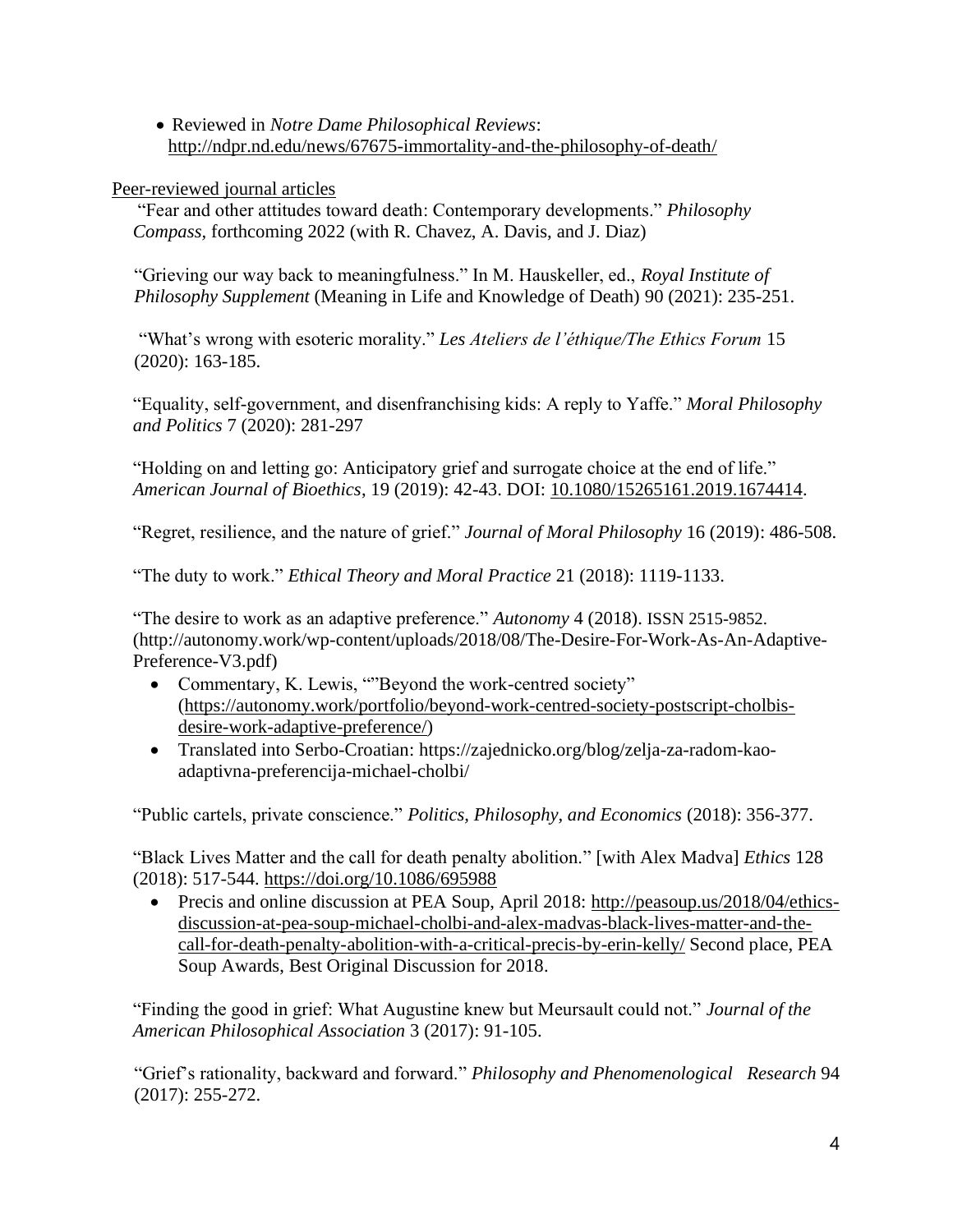- Reviewed in *Notre Dame Philosophical Reviews*: http://ndpr.nd.edu/news/67675-immortality-and-the-philosophy-of-death/

Peer-reviewed journal articles

"Fear and other attitudes toward death: Contemporary developments." *Philosophy Compass,* forthcoming 2022 (with R. Chavez, A. Davis, and J. Diaz)

"Grieving our way back to meaningfulness." In M. Hauskeller, ed., *Royal Institute of Philosophy Supplement* (Meaning in Life and Knowledge of Death) 90 (2021): 235-251.

"What's wrong with esoteric morality." *Les Ateliers de l'éthique/The Ethics Forum* 15 (2020): 163-185.

"Equality, self-government, and disenfranchising kids: A reply to Yaffe." *Moral Philosophy and Politics* 7 (2020): 281-297

"Holding on and letting go: Anticipatory grief and surrogate choice at the end of life." *American Journal of Bioethics*, 19 (2019): 42-43. DOI: 10.1080/15265161.2019.1674414.

"Regret, resilience, and the nature of grief." *Journal of Moral Philosophy* 16 (2019): 486-508.

"The duty to work." *Ethical Theory and Moral Practice* 21 (2018): 1119-1133.

"The desire to work as an adaptive preference." *Autonomy* 4 (2018). ISSN 2515-9852. (http://autonomy.work/wp-content/uploads/2018/08/The-Desire-For-Work-As-An-Adaptive-Preference-V3.pdf)

- Commentary, K. Lewis, ""Beyond the work-centred society" (https://autonomy.work/portfolio/beyond-work-centred-society-postscript-cholbis-desire-work-adaptive-preference/)
- Translated into Serbo-Croatian: https://zajednicko.org/blog/zelja-za-radom-kao-adaptivna-preferencija-michael-cholbi/

"Public cartels, private conscience." *Politics, Philosophy, and Economics* (2018): 356-377.

"Black Lives Matter and the call for death penalty abolition." [with Alex Madva] *Ethics* 128 (2018): 517-544. https://doi.org/10.1086/695988

- Precis and online discussion at PEA Soup, April 2018: http://peasoup.us/2018/04/ethics-discussion-at-pea-soup-michael-cholbi-and-alex-madvas-black-lives-matter-and-the-call-for-death-penalty-abolition-with-a-critical-precis-by-erin-kelly/ Second place, PEA Soup Awards, Best Original Discussion for 2018.

"Finding the good in grief: What Augustine knew but Meursault could not." *Journal of the American Philosophical Association* 3 (2017): 91-105.

"Grief's rationality, backward and forward." *Philosophy and Phenomenological Research* 94 (2017): 255-272.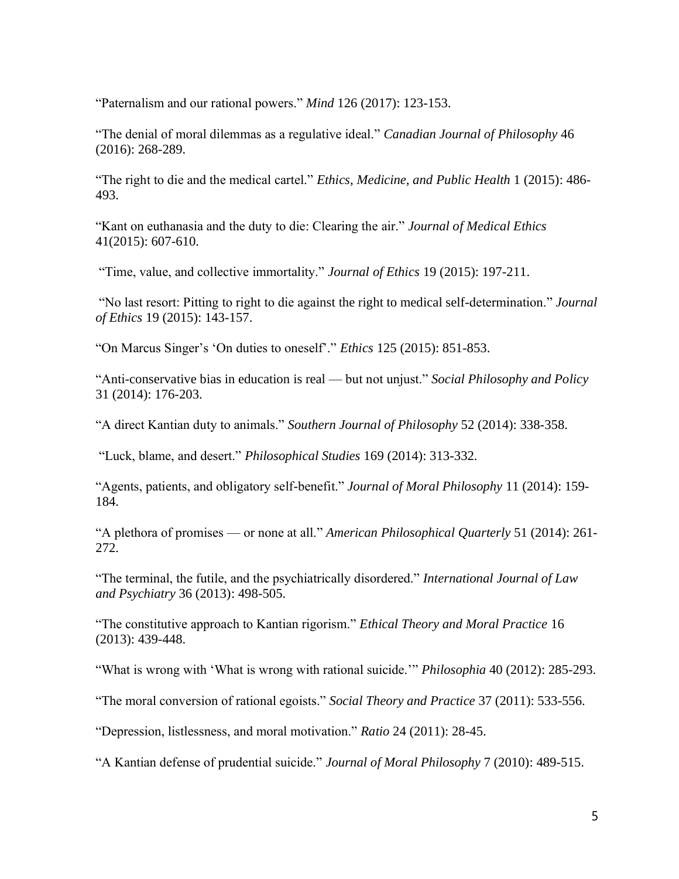"Paternalism and our rational powers." *Mind* 126 (2017): 123-153.

"The denial of moral dilemmas as a regulative ideal." *Canadian Journal of Philosophy* 46 (2016): 268-289.

"The right to die and the medical cartel." *Ethics, Medicine, and Public Health* 1 (2015): 486-493.

"Kant on euthanasia and the duty to die: Clearing the air." *Journal of Medical Ethics* 41(2015): 607-610.

"Time, value, and collective immortality." *Journal of Ethics* 19 (2015): 197-211.

"No last resort: Pitting to right to die against the right to medical self-determination." *Journal of Ethics* 19 (2015): 143-157.

"On Marcus Singer's 'On duties to oneself'." *Ethics* 125 (2015): 851-853.

"Anti-conservative bias in education is real — but not unjust." *Social Philosophy and Policy* 31 (2014): 176-203.

"A direct Kantian duty to animals." *Southern Journal of Philosophy* 52 (2014): 338-358.

"Luck, blame, and desert." *Philosophical Studies* 169 (2014): 313-332.

"Agents, patients, and obligatory self-benefit." *Journal of Moral Philosophy* 11 (2014): 159-184.

"A plethora of promises — or none at all." *American Philosophical Quarterly* 51 (2014): 261-272.

"The terminal, the futile, and the psychiatrically disordered." *International Journal of Law and Psychiatry* 36 (2013): 498-505.

"The constitutive approach to Kantian rigorism." *Ethical Theory and Moral Practice* 16 (2013): 439-448.

"What is wrong with 'What is wrong with rational suicide.'" *Philosophia* 40 (2012): 285-293.

"The moral conversion of rational egoists." *Social Theory and Practice* 37 (2011): 533-556.

"Depression, listlessness, and moral motivation." *Ratio* 24 (2011): 28-45.

"A Kantian defense of prudential suicide." *Journal of Moral Philosophy* 7 (2010): 489-515.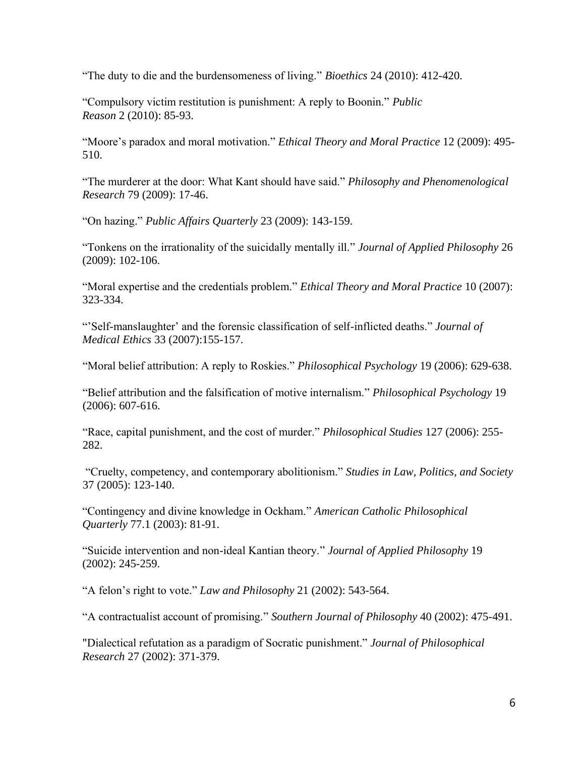“The duty to die and the burdensomeness of living.” *Bioethics* 24 (2010): 412-420.

“Compulsory victim restitution is punishment: A reply to Boonin.” *Public Reason* 2 (2010): 85-93.

“Moore’s paradox and moral motivation.” *Ethical Theory and Moral Practice* 12 (2009): 495-510.

“The murderer at the door: What Kant should have said.” *Philosophy and Phenomenological Research* 79 (2009): 17-46.

“On hazing.” *Public Affairs Quarterly* 23 (2009): 143-159.

“Tonkens on the irrationality of the suicidally mentally ill.” *Journal of Applied Philosophy* 26 (2009): 102-106.

“Moral expertise and the credentials problem.” *Ethical Theory and Moral Practice* 10 (2007): 323-334.

“’Self-manslaughter’ and the forensic classification of self-inflicted deaths.” *Journal of Medical Ethics* 33 (2007):155-157.

“Moral belief attribution: A reply to Roskies.” *Philosophical Psychology* 19 (2006): 629-638.

“Belief attribution and the falsification of motive internalism.” *Philosophical Psychology* 19 (2006): 607-616.

“Race, capital punishment, and the cost of murder.” *Philosophical Studies* 127 (2006): 255-282.

“Cruelty, competency, and contemporary abolitionism.” *Studies in Law, Politics, and Society* 37 (2005): 123-140.

“Contingency and divine knowledge in Ockham.” *American Catholic Philosophical Quarterly* 77.1 (2003): 81-91.

“Suicide intervention and non-ideal Kantian theory.” *Journal of Applied Philosophy* 19 (2002): 245-259.

“A felon’s right to vote.” *Law and Philosophy* 21 (2002): 543-564.

“A contractualist account of promising.” *Southern Journal of Philosophy* 40 (2002): 475-491.

"Dialectical refutation as a paradigm of Socratic punishment.” *Journal of Philosophical Research* 27 (2002): 371-379.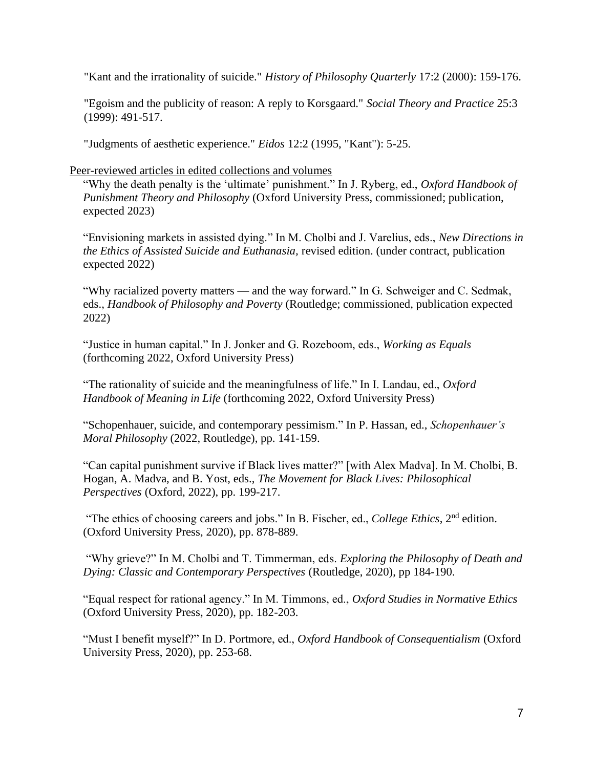"Kant and the irrationality of suicide." *History of Philosophy Quarterly* 17:2 (2000): 159-176.

"Egoism and the publicity of reason: A reply to Korsgaard." *Social Theory and Practice* 25:3 (1999): 491-517.

"Judgments of aesthetic experience." *Eidos* 12:2 (1995, "Kant"): 5-25.

<u>Peer-reviewed articles in edited collections and volumes</u>

"Why the death penalty is the 'ultimate' punishment." In J. Ryberg, ed., *Oxford Handbook of Punishment Theory and Philosophy* (Oxford University Press, commissioned; publication, expected 2023)

"Envisioning markets in assisted dying." In M. Cholbi and J. Varelius, eds., *New Directions in the Ethics of Assisted Suicide and Euthanasia,* revised edition. (under contract, publication expected 2022)

"Why racialized poverty matters — and the way forward." In G. Schweiger and C. Sedmak, eds., *Handbook of Philosophy and Poverty* (Routledge; commissioned, publication expected 2022)

"Justice in human capital." In J. Jonker and G. Rozeboom, eds., *Working as Equals* (forthcoming 2022, Oxford University Press)

"The rationality of suicide and the meaningfulness of life." In I. Landau, ed., *Oxford Handbook of Meaning in Life* (forthcoming 2022, Oxford University Press)

"Schopenhauer, suicide, and contemporary pessimism." In P. Hassan, ed., *Schopenhauer's Moral Philosophy* (2022, Routledge), pp. 141-159.

"Can capital punishment survive if Black lives matter?" [with Alex Madva]. In M. Cholbi, B. Hogan, A. Madva, and B. Yost, eds., *The Movement for Black Lives: Philosophical Perspectives* (Oxford, 2022), pp. 199-217.

"The ethics of choosing careers and jobs." In B. Fischer, ed., *College Ethics*, 2nd edition. (Oxford University Press, 2020), pp. 878-889.

"Why grieve?" In M. Cholbi and T. Timmerman, eds. *Exploring the Philosophy of Death and Dying: Classic and Contemporary Perspectives* (Routledge, 2020), pp 184-190.

"Equal respect for rational agency." In M. Timmons, ed., *Oxford Studies in Normative Ethics* (Oxford University Press, 2020), pp. 182-203.

"Must I benefit myself?" In D. Portmore, ed., *Oxford Handbook of Consequentialism* (Oxford University Press, 2020), pp. 253-68.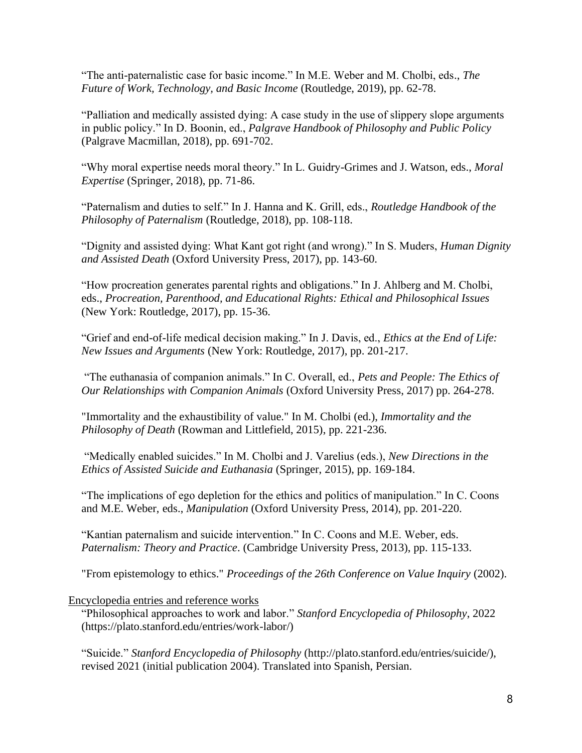"The anti-paternalistic case for basic income." In M.E. Weber and M. Cholbi, eds., *The Future of Work, Technology, and Basic Income* (Routledge, 2019), pp. 62-78.

"Palliation and medically assisted dying: A case study in the use of slippery slope arguments in public policy." In D. Boonin, ed., *Palgrave Handbook of Philosophy and Public Policy* (Palgrave Macmillan, 2018), pp. 691-702.

"Why moral expertise needs moral theory." In L. Guidry-Grimes and J. Watson, eds., *Moral Expertise* (Springer, 2018), pp. 71-86.

"Paternalism and duties to self." In J. Hanna and K. Grill, eds., *Routledge Handbook of the Philosophy of Paternalism* (Routledge, 2018), pp. 108-118.

"Dignity and assisted dying: What Kant got right (and wrong)." In S. Muders, *Human Dignity and Assisted Death* (Oxford University Press, 2017), pp. 143-60.

"How procreation generates parental rights and obligations." In J. Ahlberg and M. Cholbi, eds., *Procreation, Parenthood, and Educational Rights: Ethical and Philosophical Issues* (New York: Routledge, 2017), pp. 15-36.

"Grief and end-of-life medical decision making." In J. Davis, ed., *Ethics at the End of Life: New Issues and Arguments* (New York: Routledge, 2017), pp. 201-217.

"The euthanasia of companion animals." In C. Overall, ed., *Pets and People: The Ethics of Our Relationships with Companion Animals* (Oxford University Press, 2017) pp. 264-278.

"Immortality and the exhaustibility of value." In M. Cholbi (ed.), *Immortality and the Philosophy of Death* (Rowman and Littlefield, 2015), pp. 221-236.

"Medically enabled suicides." In M. Cholbi and J. Varelius (eds.), *New Directions in the Ethics of Assisted Suicide and Euthanasia* (Springer, 2015), pp. 169-184.

"The implications of ego depletion for the ethics and politics of manipulation." In C. Coons and M.E. Weber, eds., *Manipulation* (Oxford University Press, 2014), pp. 201-220.

"Kantian paternalism and suicide intervention." In C. Coons and M.E. Weber, eds. *Paternalism: Theory and Practice*. (Cambridge University Press, 2013), pp. 115-133.

"From epistemology to ethics." *Proceedings of the 26th Conference on Value Inquiry* (2002).

Encyclopedia entries and reference works

"Philosophical approaches to work and labor." *Stanford Encyclopedia of Philosophy*, 2022 (https://plato.stanford.edu/entries/work-labor/)

"Suicide." *Stanford Encyclopedia of Philosophy* (http://plato.stanford.edu/entries/suicide/), revised 2021 (initial publication 2004). Translated into Spanish, Persian.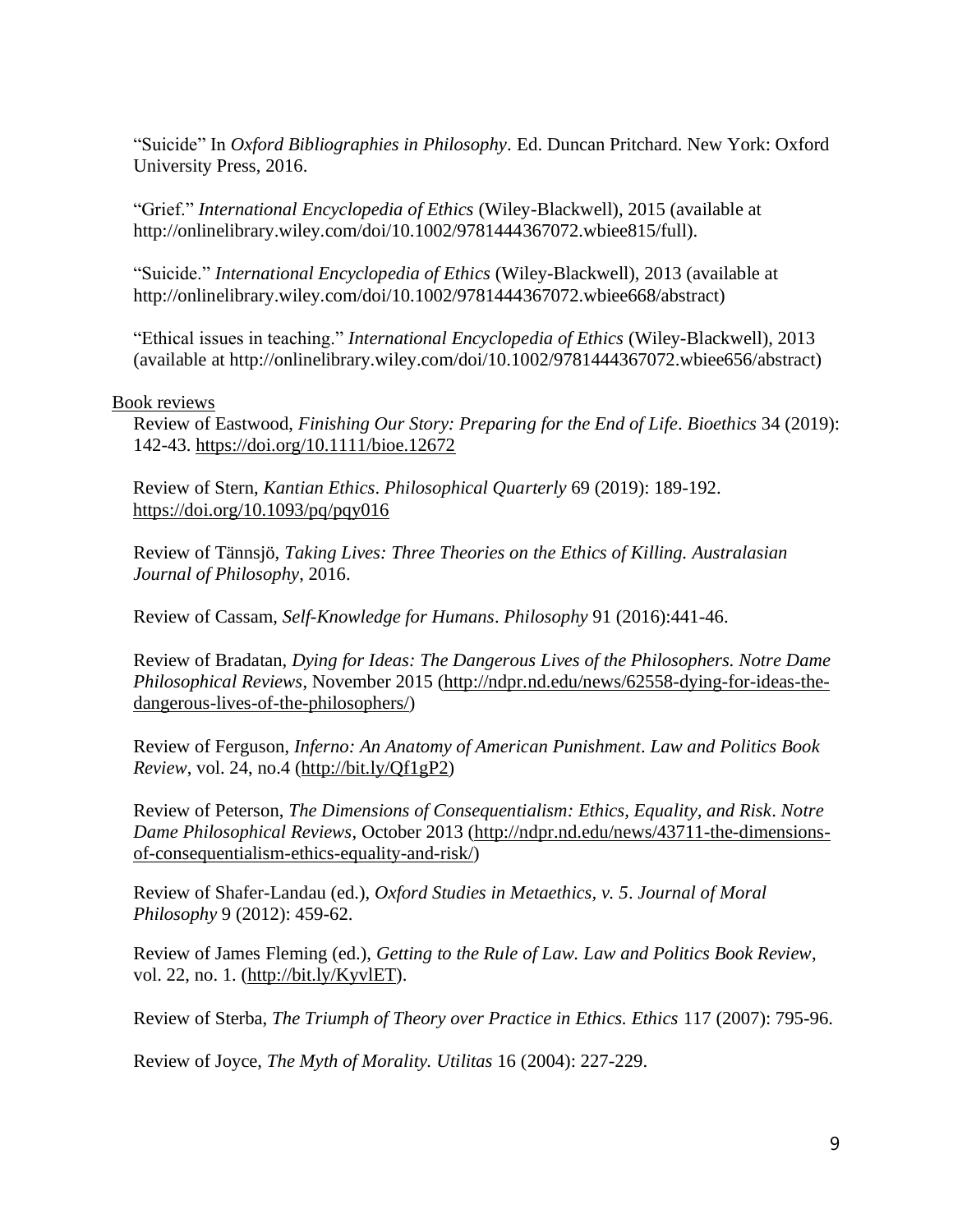"Suicide" In *Oxford Bibliographies in Philosophy*. Ed. Duncan Pritchard. New York: Oxford University Press, 2016.

"Grief." *International Encyclopedia of Ethics* (Wiley-Blackwell), 2015 (available at http://onlinelibrary.wiley.com/doi/10.1002/9781444367072.wbiee815/full).

"Suicide." *International Encyclopedia of Ethics* (Wiley-Blackwell), 2013 (available at http://onlinelibrary.wiley.com/doi/10.1002/9781444367072.wbiee668/abstract)

"Ethical issues in teaching." *International Encyclopedia of Ethics* (Wiley-Blackwell), 2013 (available at http://onlinelibrary.wiley.com/doi/10.1002/9781444367072.wbiee656/abstract)

Book reviews

Review of Eastwood, *Finishing Our Story: Preparing for the End of Life*. *Bioethics* 34 (2019): 142-43. https://doi.org/10.1111/bioe.12672

Review of Stern, *Kantian Ethics*. *Philosophical Quarterly* 69 (2019): 189-192. https://doi.org/10.1093/pq/pqy016

Review of Tännsjö, *Taking Lives: Three Theories on the Ethics of Killing. Australasian Journal of Philosophy*, 2016.

Review of Cassam, *Self-Knowledge for Humans*. *Philosophy* 91 (2016):441-46.

Review of Bradatan, *Dying for Ideas: The Dangerous Lives of the Philosophers. Notre Dame Philosophical Reviews*, November 2015 (http://ndpr.nd.edu/news/62558-dying-for-ideas-the-dangerous-lives-of-the-philosophers/)

Review of Ferguson, *Inferno: An Anatomy of American Punishment*. *Law and Politics Book Review*, vol. 24, no.4 (http://bit.ly/Qf1gP2)

Review of Peterson, *The Dimensions of Consequentialism: Ethics, Equality, and Risk*. *Notre Dame Philosophical Reviews*, October 2013 (http://ndpr.nd.edu/news/43711-the-dimensions-of-consequentialism-ethics-equality-and-risk/)

Review of Shafer-Landau (ed.), *Oxford Studies in Metaethics, v. 5*. *Journal of Moral Philosophy* 9 (2012): 459-62.

Review of James Fleming (ed.), *Getting to the Rule of Law. Law and Politics Book Review*, vol. 22, no. 1. (http://bit.ly/KyvlET).

Review of Sterba, *The Triumph of Theory over Practice in Ethics. Ethics* 117 (2007): 795-96.

Review of Joyce, *The Myth of Morality. Utilitas* 16 (2004): 227-229.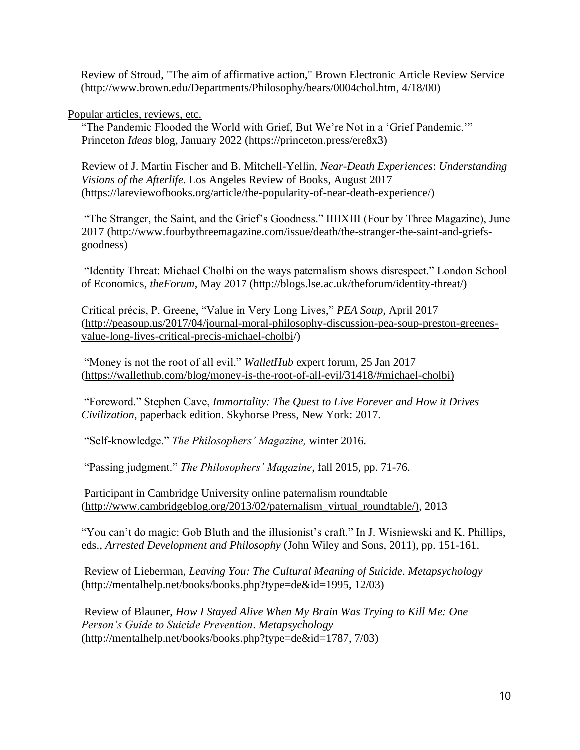Review of Stroud, "The aim of affirmative action," Brown Electronic Article Review Service (http://www.brown.edu/Departments/Philosophy/bears/0004chol.htm, 4/18/00)

Popular articles, reviews, etc.

"The Pandemic Flooded the World with Grief, But We're Not in a 'Grief Pandemic.'" Princeton *Ideas* blog, January 2022 (https://princeton.press/ere8x3)

Review of J. Martin Fischer and B. Mitchell-Yellin, *Near-Death Experiences*: *Understanding Visions of the Afterlife*. Los Angeles Review of Books, August 2017 (https://lareviewofbooks.org/article/the-popularity-of-near-death-experience/)

"The Stranger, the Saint, and the Grief's Goodness." IIIIXIII (Four by Three Magazine), June 2017 (http://www.fourbythreemagazine.com/issue/death/the-stranger-the-saint-and-griefs-goodness)

"Identity Threat: Michael Cholbi on the ways paternalism shows disrespect." London School of Economics, *theForum*, May 2017 (http://blogs.lse.ac.uk/theforum/identity-threat/)

Critical précis, P. Greene, "Value in Very Long Lives," *PEA Soup*, April 2017 (http://peasoup.us/2017/04/journal-moral-philosophy-discussion-pea-soup-preston-greenes-value-long-lives-critical-precis-michael-cholbi/)

"Money is not the root of all evil." *WalletHub* expert forum, 25 Jan 2017 (https://wallethub.com/blog/money-is-the-root-of-all-evil/31418/#michael-cholbi)

"Foreword." Stephen Cave, *Immortality: The Quest to Live Forever and How it Drives Civilization*, paperback edition. Skyhorse Press, New York: 2017.

"Self-knowledge." *The Philosophers' Magazine,* winter 2016.

"Passing judgment." *The Philosophers' Magazine*, fall 2015, pp. 71-76.

Participant in Cambridge University online paternalism roundtable (http://www.cambridgeblog.org/2013/02/paternalism_virtual_roundtable/), 2013

"You can't do magic: Gob Bluth and the illusionist's craft." In J. Wisniewski and K. Phillips, eds., *Arrested Development and Philosophy* (John Wiley and Sons, 2011), pp. 151-161.

Review of Lieberman, *Leaving You: The Cultural Meaning of Suicide*. *Metapsychology* (http://mentalhelp.net/books/books.php?type=de&id=1995, 12/03)

Review of Blauner, *How I Stayed Alive When My Brain Was Trying to Kill Me: One Person's Guide to Suicide Prevention*. *Metapsychology* (http://mentalhelp.net/books/books.php?type=de&id=1787, 7/03)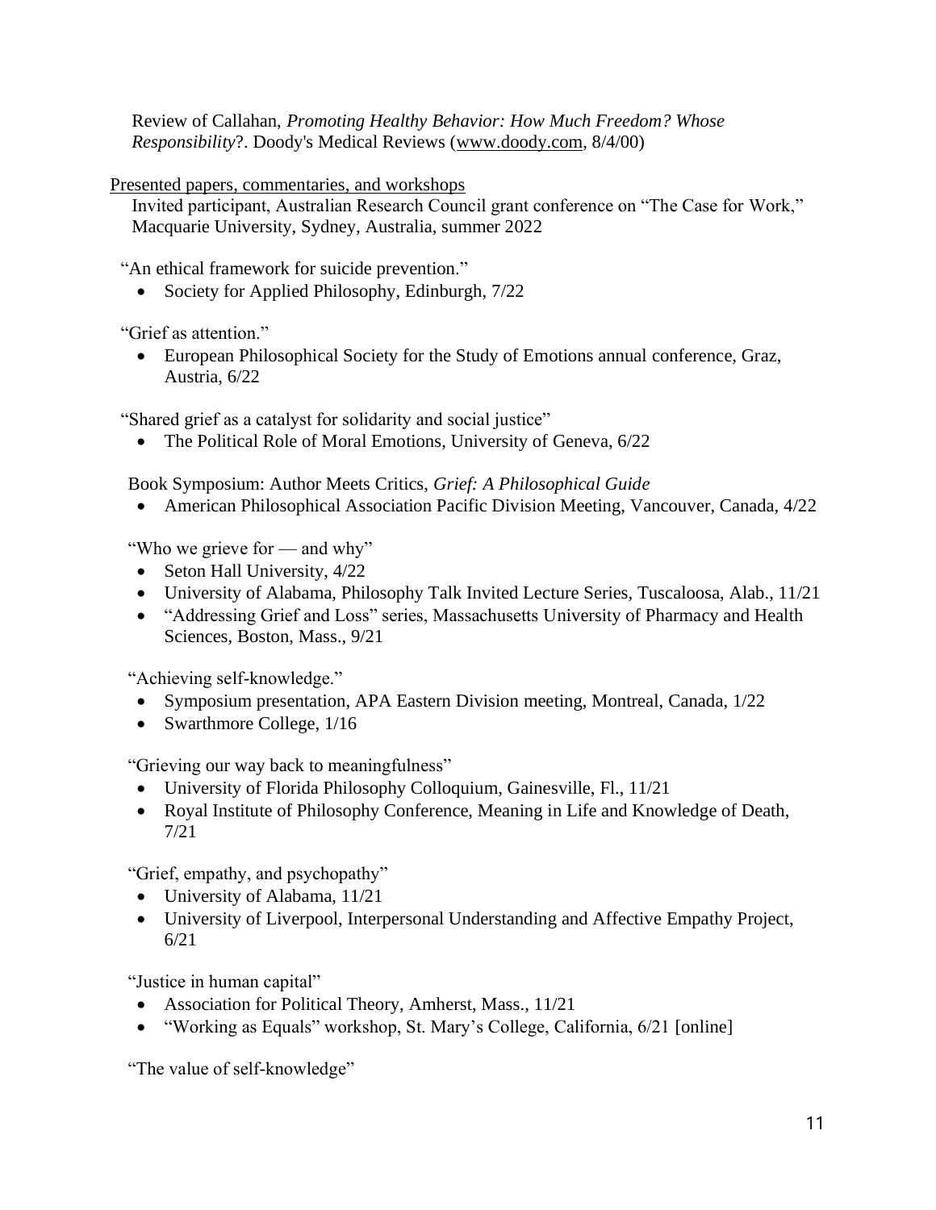Review of Callahan, *Promoting Healthy Behavior: How Much Freedom? Whose Responsibility*?. Doody's Medical Reviews (www.doody.com, 8/4/00)

Presented papers, commentaries, and workshops

Invited participant, Australian Research Council grant conference on "The Case for Work," Macquarie University, Sydney, Australia, summer 2022

"An ethical framework for suicide prevention."

- Society for Applied Philosophy, Edinburgh, 7/22

"Grief as attention."

- European Philosophical Society for the Study of Emotions annual conference, Graz, Austria, 6/22

"Shared grief as a catalyst for solidarity and social justice"

- The Political Role of Moral Emotions, University of Geneva, 6/22

Book Symposium: Author Meets Critics, *Grief: A Philosophical Guide*

- American Philosophical Association Pacific Division Meeting, Vancouver, Canada, 4/22

"Who we grieve for — and why"

- Seton Hall University, 4/22
- University of Alabama, Philosophy Talk Invited Lecture Series, Tuscaloosa, Alab., 11/21
- "Addressing Grief and Loss" series, Massachusetts University of Pharmacy and Health Sciences, Boston, Mass., 9/21

"Achieving self-knowledge."

- Symposium presentation, APA Eastern Division meeting, Montreal, Canada, 1/22
- Swarthmore College, 1/16

"Grieving our way back to meaningfulness"

- University of Florida Philosophy Colloquium, Gainesville, Fl., 11/21
- Royal Institute of Philosophy Conference, Meaning in Life and Knowledge of Death, 7/21

"Grief, empathy, and psychopathy"

- University of Alabama, 11/21
- University of Liverpool, Interpersonal Understanding and Affective Empathy Project, 6/21

"Justice in human capital"

- Association for Political Theory, Amherst, Mass., 11/21
- "Working as Equals" workshop, St. Mary's College, California, 6/21 [online]

"The value of self-knowledge"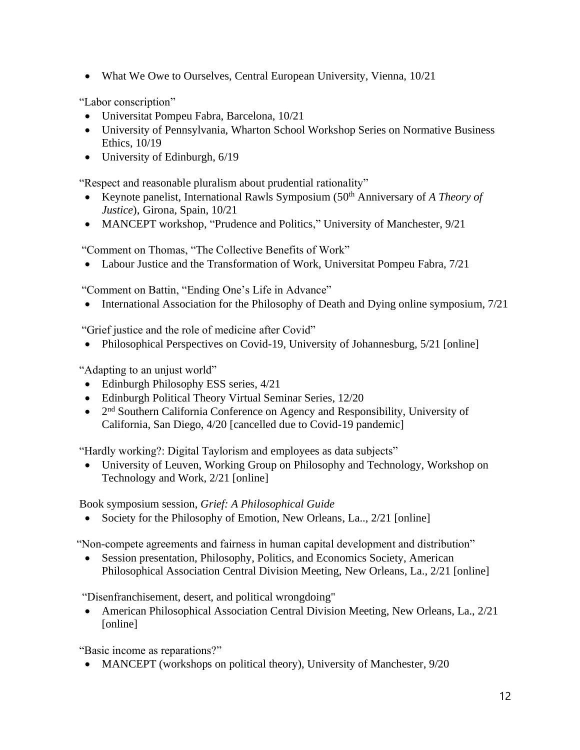- What We Owe to Ourselves, Central European University, Vienna, 10/21

"Labor conscription"

- Universitat Pompeu Fabra, Barcelona, 10/21
- University of Pennsylvania, Wharton School Workshop Series on Normative Business Ethics, 10/19
- University of Edinburgh, 6/19

"Respect and reasonable pluralism about prudential rationality"

- Keynote panelist, International Rawls Symposium (50th Anniversary of *A Theory of Justice*), Girona, Spain, 10/21
- MANCEPT workshop, "Prudence and Politics," University of Manchester, 9/21

"Comment on Thomas, "The Collective Benefits of Work"

- Labour Justice and the Transformation of Work, Universitat Pompeu Fabra, 7/21

"Comment on Battin, "Ending One's Life in Advance"

- International Association for the Philosophy of Death and Dying online symposium, 7/21

"Grief justice and the role of medicine after Covid"

- Philosophical Perspectives on Covid-19, University of Johannesburg, 5/21 [online]

"Adapting to an unjust world"

- Edinburgh Philosophy ESS series, 4/21
- Edinburgh Political Theory Virtual Seminar Series, 12/20
- 2nd Southern California Conference on Agency and Responsibility, University of California, San Diego, 4/20 [cancelled due to Covid-19 pandemic]

"Hardly working?: Digital Taylorism and employees as data subjects"

- University of Leuven, Working Group on Philosophy and Technology, Workshop on Technology and Work, 2/21 [online]

Book symposium session, *Grief: A Philosophical Guide*

- Society for the Philosophy of Emotion, New Orleans, La.., 2/21 [online]

"Non-compete agreements and fairness in human capital development and distribution"

- Session presentation, Philosophy, Politics, and Economics Society, American Philosophical Association Central Division Meeting, New Orleans, La., 2/21 [online]

"Disenfranchisement, desert, and political wrongdoing"

- American Philosophical Association Central Division Meeting, New Orleans, La., 2/21 [online]

"Basic income as reparations?"

- MANCEPT (workshops on political theory), University of Manchester, 9/20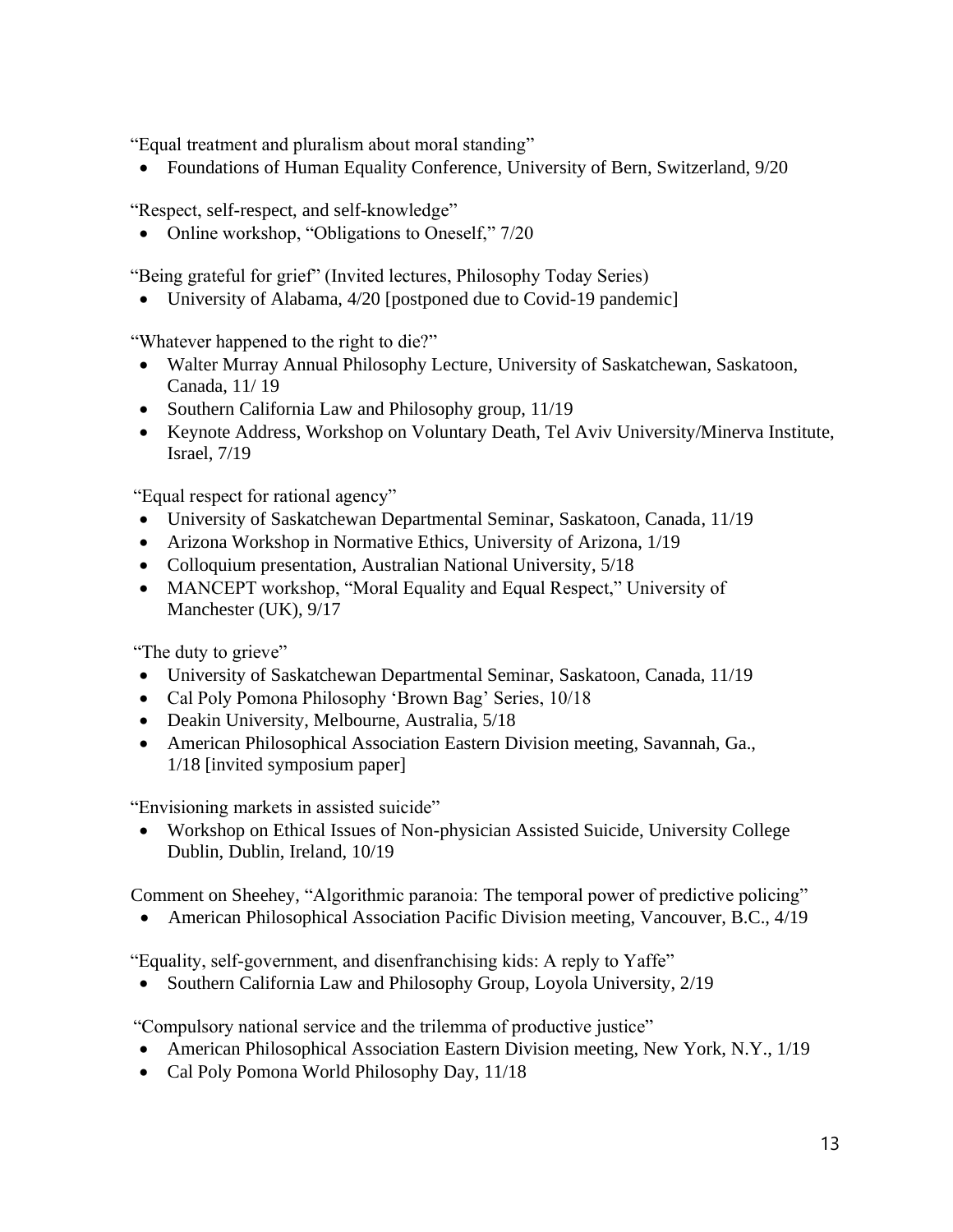"Equal treatment and pluralism about moral standing"

- Foundations of Human Equality Conference, University of Bern, Switzerland, 9/20

"Respect, self-respect, and self-knowledge"

- Online workshop, "Obligations to Oneself," 7/20

"Being grateful for grief" (Invited lectures, Philosophy Today Series)

- University of Alabama, 4/20 [postponed due to Covid-19 pandemic]

"Whatever happened to the right to die?"

- Walter Murray Annual Philosophy Lecture, University of Saskatchewan, Saskatoon, Canada, 11/ 19
- Southern California Law and Philosophy group, 11/19
- Keynote Address, Workshop on Voluntary Death, Tel Aviv University/Minerva Institute, Israel, 7/19

"Equal respect for rational agency"

- University of Saskatchewan Departmental Seminar, Saskatoon, Canada, 11/19
- Arizona Workshop in Normative Ethics, University of Arizona, 1/19
- Colloquium presentation, Australian National University, 5/18
- MANCEPT workshop, "Moral Equality and Equal Respect," University of Manchester (UK), 9/17

"The duty to grieve"

- University of Saskatchewan Departmental Seminar, Saskatoon, Canada, 11/19
- Cal Poly Pomona Philosophy 'Brown Bag' Series, 10/18
- Deakin University, Melbourne, Australia, 5/18
- American Philosophical Association Eastern Division meeting, Savannah, Ga., 1/18 [invited symposium paper]

"Envisioning markets in assisted suicide"

- Workshop on Ethical Issues of Non-physician Assisted Suicide, University College Dublin, Dublin, Ireland, 10/19

Comment on Sheehey, "Algorithmic paranoia: The temporal power of predictive policing"

- American Philosophical Association Pacific Division meeting, Vancouver, B.C., 4/19

"Equality, self-government, and disenfranchising kids: A reply to Yaffe"

- Southern California Law and Philosophy Group, Loyola University, 2/19

"Compulsory national service and the trilemma of productive justice"

- American Philosophical Association Eastern Division meeting, New York, N.Y., 1/19
- Cal Poly Pomona World Philosophy Day, 11/18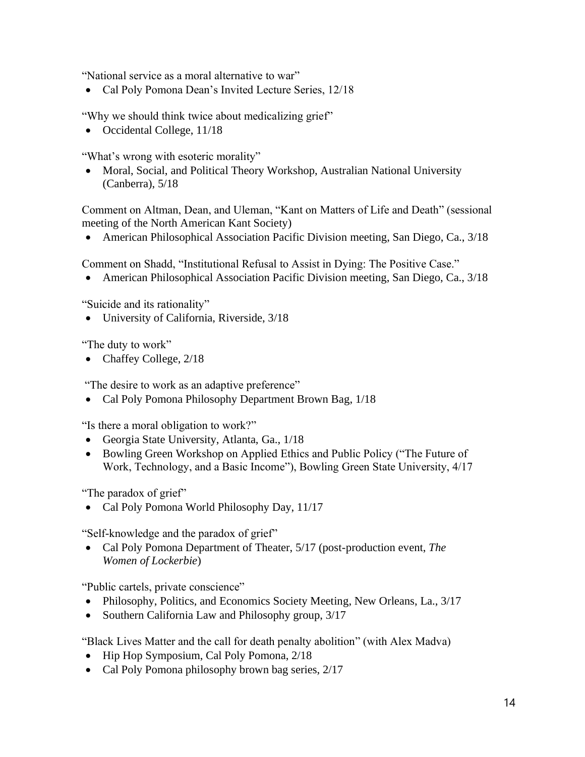"National service as a moral alternative to war"

- Cal Poly Pomona Dean's Invited Lecture Series, 12/18

"Why we should think twice about medicalizing grief"

- Occidental College, 11/18

"What's wrong with esoteric morality"

- Moral, Social, and Political Theory Workshop, Australian National University (Canberra), 5/18

Comment on Altman, Dean, and Uleman, "Kant on Matters of Life and Death" (sessional meeting of the North American Kant Society)

- American Philosophical Association Pacific Division meeting, San Diego, Ca., 3/18

Comment on Shadd, "Institutional Refusal to Assist in Dying: The Positive Case."

- American Philosophical Association Pacific Division meeting, San Diego, Ca., 3/18

"Suicide and its rationality"

- University of California, Riverside, 3/18

"The duty to work"

- Chaffey College, 2/18

"The desire to work as an adaptive preference"

- Cal Poly Pomona Philosophy Department Brown Bag, 1/18

"Is there a moral obligation to work?"

- Georgia State University, Atlanta, Ga., 1/18
- Bowling Green Workshop on Applied Ethics and Public Policy ("The Future of Work, Technology, and a Basic Income"), Bowling Green State University, 4/17

"The paradox of grief"

- Cal Poly Pomona World Philosophy Day, 11/17

"Self-knowledge and the paradox of grief"

- Cal Poly Pomona Department of Theater, 5/17 (post-production event, *The Women of Lockerbie*)

"Public cartels, private conscience"

- Philosophy, Politics, and Economics Society Meeting, New Orleans, La., 3/17
- Southern California Law and Philosophy group, 3/17

"Black Lives Matter and the call for death penalty abolition" (with Alex Madva)

- Hip Hop Symposium, Cal Poly Pomona, 2/18
- Cal Poly Pomona philosophy brown bag series, 2/17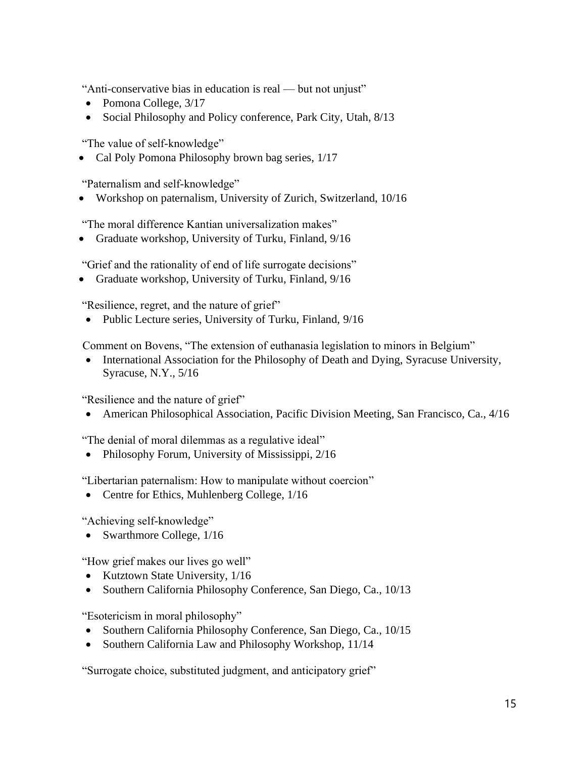"Anti-conservative bias in education is real — but not unjust"

- Pomona College, 3/17
- Social Philosophy and Policy conference, Park City, Utah, 8/13

"The value of self-knowledge"

- Cal Poly Pomona Philosophy brown bag series, 1/17

"Paternalism and self-knowledge"

- Workshop on paternalism, University of Zurich, Switzerland, 10/16

"The moral difference Kantian universalization makes"

- Graduate workshop, University of Turku, Finland, 9/16

"Grief and the rationality of end of life surrogate decisions"

- Graduate workshop, University of Turku, Finland, 9/16

"Resilience, regret, and the nature of grief"

- Public Lecture series, University of Turku, Finland, 9/16

Comment on Bovens, "The extension of euthanasia legislation to minors in Belgium"

- International Association for the Philosophy of Death and Dying, Syracuse University, Syracuse, N.Y., 5/16

"Resilience and the nature of grief"

- American Philosophical Association, Pacific Division Meeting, San Francisco, Ca., 4/16

"The denial of moral dilemmas as a regulative ideal"

- Philosophy Forum, University of Mississippi, 2/16

"Libertarian paternalism: How to manipulate without coercion"

- Centre for Ethics, Muhlenberg College, 1/16

"Achieving self-knowledge"

- Swarthmore College, 1/16

"How grief makes our lives go well"

- Kutztown State University, 1/16
- Southern California Philosophy Conference, San Diego, Ca., 10/13

"Esotericism in moral philosophy"

- Southern California Philosophy Conference, San Diego, Ca., 10/15
- Southern California Law and Philosophy Workshop, 11/14

"Surrogate choice, substituted judgment, and anticipatory grief"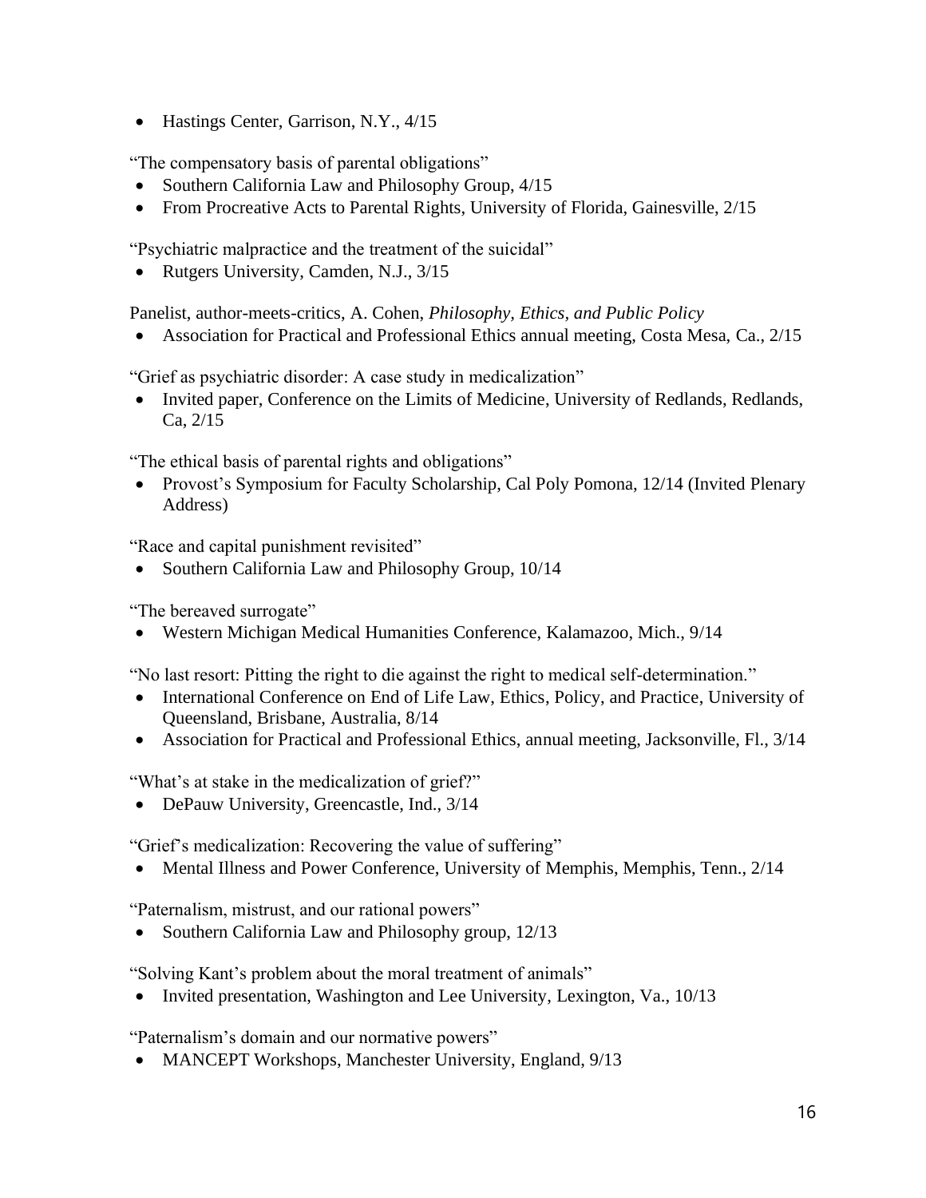- Hastings Center, Garrison, N.Y., 4/15

"The compensatory basis of parental obligations"

- Southern California Law and Philosophy Group, 4/15
- From Procreative Acts to Parental Rights, University of Florida, Gainesville, 2/15

"Psychiatric malpractice and the treatment of the suicidal"

- Rutgers University, Camden, N.J., 3/15

Panelist, author-meets-critics, A. Cohen, *Philosophy, Ethics, and Public Policy*

- Association for Practical and Professional Ethics annual meeting, Costa Mesa, Ca., 2/15

"Grief as psychiatric disorder: A case study in medicalization"

- Invited paper, Conference on the Limits of Medicine, University of Redlands, Redlands, Ca, 2/15

"The ethical basis of parental rights and obligations"

- Provost's Symposium for Faculty Scholarship, Cal Poly Pomona, 12/14 (Invited Plenary Address)

"Race and capital punishment revisited"

- Southern California Law and Philosophy Group, 10/14

"The bereaved surrogate"

- Western Michigan Medical Humanities Conference, Kalamazoo, Mich., 9/14

"No last resort: Pitting the right to die against the right to medical self-determination."

- International Conference on End of Life Law, Ethics, Policy, and Practice, University of Queensland, Brisbane, Australia, 8/14
- Association for Practical and Professional Ethics, annual meeting, Jacksonville, Fl., 3/14

"What's at stake in the medicalization of grief?"

- DePauw University, Greencastle, Ind., 3/14

"Grief's medicalization: Recovering the value of suffering"

- Mental Illness and Power Conference, University of Memphis, Memphis, Tenn., 2/14

"Paternalism, mistrust, and our rational powers"

- Southern California Law and Philosophy group, 12/13

"Solving Kant's problem about the moral treatment of animals"

- Invited presentation, Washington and Lee University, Lexington, Va., 10/13

"Paternalism's domain and our normative powers"

- MANCEPT Workshops, Manchester University, England, 9/13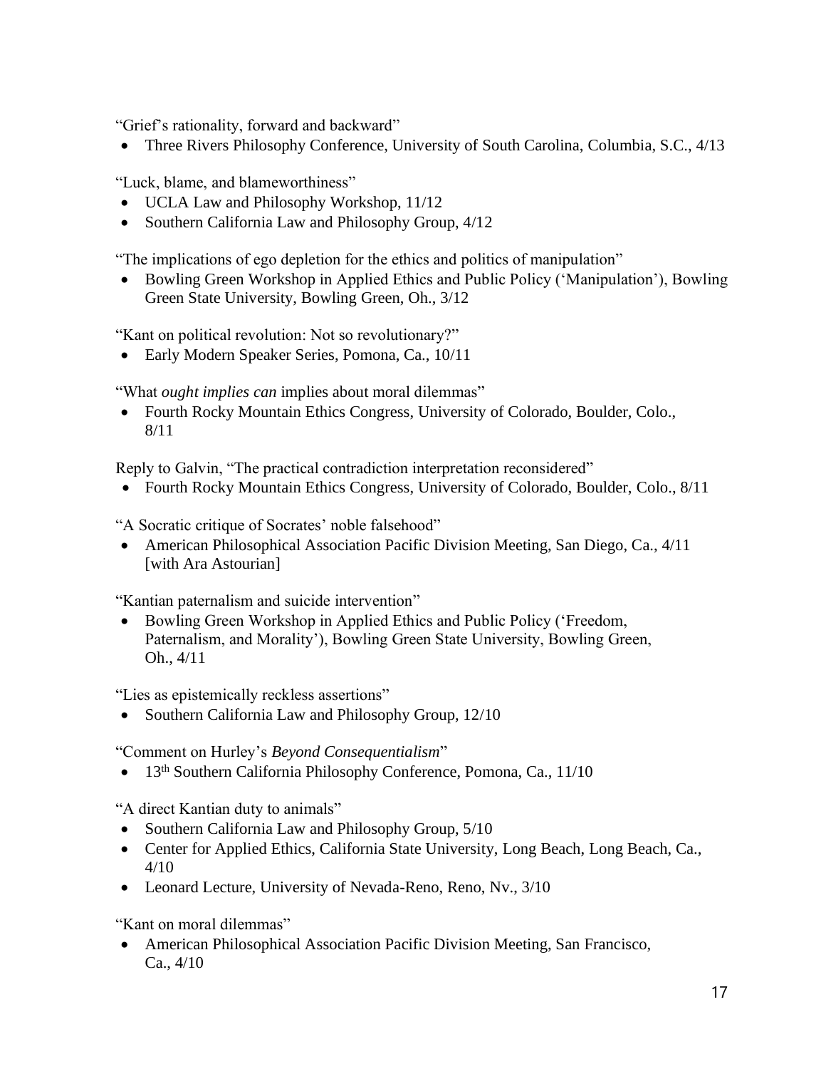"Grief's rationality, forward and backward"

- Three Rivers Philosophy Conference, University of South Carolina, Columbia, S.C., 4/13

"Luck, blame, and blameworthiness"

- UCLA Law and Philosophy Workshop, 11/12
- Southern California Law and Philosophy Group, 4/12

"The implications of ego depletion for the ethics and politics of manipulation"

- Bowling Green Workshop in Applied Ethics and Public Policy ('Manipulation'), Bowling Green State University, Bowling Green, Oh., 3/12

"Kant on political revolution: Not so revolutionary?"

- Early Modern Speaker Series, Pomona, Ca., 10/11

"What *ought implies can* implies about moral dilemmas"

- Fourth Rocky Mountain Ethics Congress, University of Colorado, Boulder, Colo., 8/11

Reply to Galvin, "The practical contradiction interpretation reconsidered"

- Fourth Rocky Mountain Ethics Congress, University of Colorado, Boulder, Colo., 8/11

"A Socratic critique of Socrates' noble falsehood"

- American Philosophical Association Pacific Division Meeting, San Diego, Ca., 4/11 [with Ara Astourian]

"Kantian paternalism and suicide intervention"

- Bowling Green Workshop in Applied Ethics and Public Policy ('Freedom, Paternalism, and Morality'), Bowling Green State University, Bowling Green, Oh., 4/11

"Lies as epistemically reckless assertions"

- Southern California Law and Philosophy Group, 12/10

"Comment on Hurley's *Beyond Consequentialism*"

- 13th Southern California Philosophy Conference, Pomona, Ca., 11/10

"A direct Kantian duty to animals"

- Southern California Law and Philosophy Group, 5/10
- Center for Applied Ethics, California State University, Long Beach, Long Beach, Ca., 4/10
- Leonard Lecture, University of Nevada-Reno, Reno, Nv., 3/10

"Kant on moral dilemmas"

- American Philosophical Association Pacific Division Meeting, San Francisco, Ca., 4/10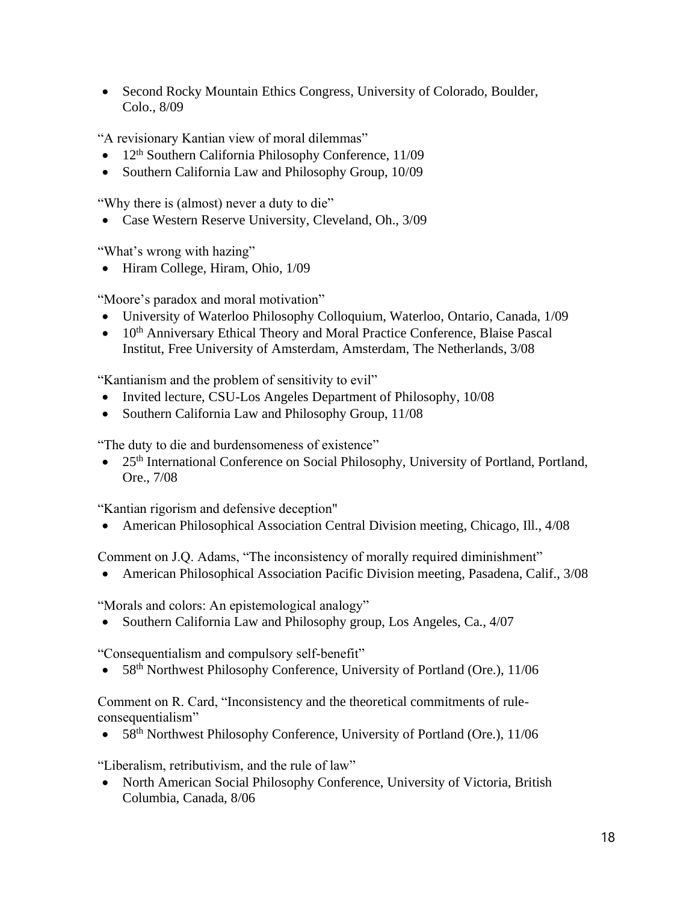- Second Rocky Mountain Ethics Congress, University of Colorado, Boulder, Colo., 8/09

"A revisionary Kantian view of moral dilemmas"

- 12th Southern California Philosophy Conference, 11/09
- Southern California Law and Philosophy Group, 10/09

"Why there is (almost) never a duty to die"

- Case Western Reserve University, Cleveland, Oh., 3/09

"What's wrong with hazing"

- Hiram College, Hiram, Ohio, 1/09

"Moore's paradox and moral motivation"

- University of Waterloo Philosophy Colloquium, Waterloo, Ontario, Canada, 1/09
- 10th Anniversary Ethical Theory and Moral Practice Conference, Blaise Pascal Institut, Free University of Amsterdam, Amsterdam, The Netherlands, 3/08

"Kantianism and the problem of sensitivity to evil"

- Invited lecture, CSU-Los Angeles Department of Philosophy, 10/08
- Southern California Law and Philosophy Group, 11/08

"The duty to die and burdensomeness of existence"

- 25th International Conference on Social Philosophy, University of Portland, Portland, Ore., 7/08

"Kantian rigorism and defensive deception"

- American Philosophical Association Central Division meeting, Chicago, Ill., 4/08

Comment on J.Q. Adams, "The inconsistency of morally required diminishment"

- American Philosophical Association Pacific Division meeting, Pasadena, Calif., 3/08

"Morals and colors: An epistemological analogy"

- Southern California Law and Philosophy group, Los Angeles, Ca., 4/07

"Consequentialism and compulsory self-benefit"

- 58th Northwest Philosophy Conference, University of Portland (Ore.), 11/06

Comment on R. Card, "Inconsistency and the theoretical commitments of rule-consequentialism"

- 58th Northwest Philosophy Conference, University of Portland (Ore.), 11/06

"Liberalism, retributivism, and the rule of law"

- North American Social Philosophy Conference, University of Victoria, British Columbia, Canada, 8/06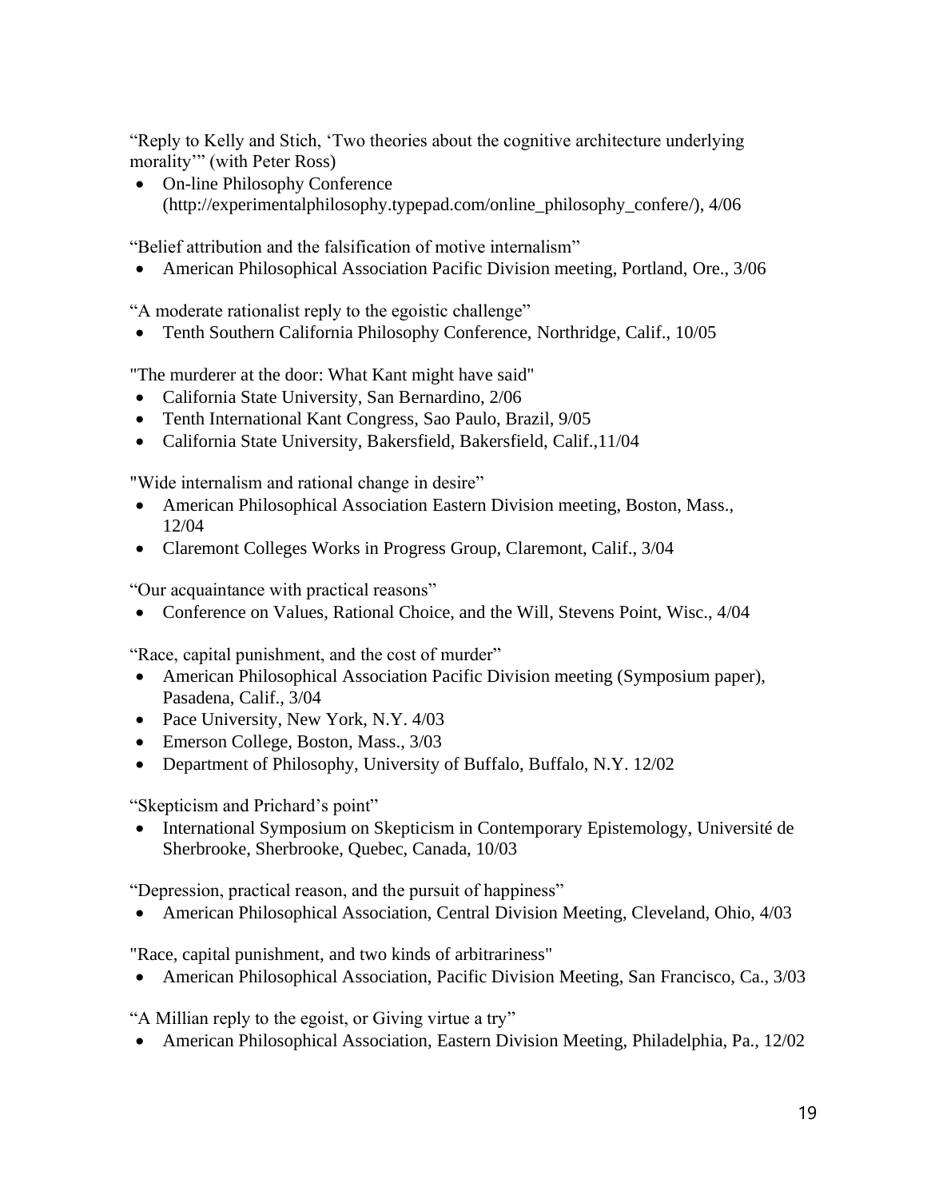“Reply to Kelly and Stich, ‘Two theories about the cognitive architecture underlying morality’” (with Peter Ross)

- On-line Philosophy Conference (http://experimentalphilosophy.typepad.com/online_philosophy_confere/), 4/06

“Belief attribution and the falsification of motive internalism”

- American Philosophical Association Pacific Division meeting, Portland, Ore., 3/06

“A moderate rationalist reply to the egoistic challenge”

- Tenth Southern California Philosophy Conference, Northridge, Calif., 10/05

"The murderer at the door: What Kant might have said"

- California State University, San Bernardino, 2/06
- Tenth International Kant Congress, Sao Paulo, Brazil, 9/05
- California State University, Bakersfield, Bakersfield, Calif.,11/04

"Wide internalism and rational change in desire”

- American Philosophical Association Eastern Division meeting, Boston, Mass., 12/04
- Claremont Colleges Works in Progress Group, Claremont, Calif., 3/04

“Our acquaintance with practical reasons”

- Conference on Values, Rational Choice, and the Will, Stevens Point, Wisc., 4/04

“Race, capital punishment, and the cost of murder”

- American Philosophical Association Pacific Division meeting (Symposium paper), Pasadena, Calif., 3/04
- Pace University, New York, N.Y. 4/03
- Emerson College, Boston, Mass., 3/03
- Department of Philosophy, University of Buffalo, Buffalo, N.Y. 12/02

“Skepticism and Prichard’s point”

- International Symposium on Skepticism in Contemporary Epistemology, Université de Sherbrooke, Sherbrooke, Quebec, Canada, 10/03

“Depression, practical reason, and the pursuit of happiness”

- American Philosophical Association, Central Division Meeting, Cleveland, Ohio, 4/03

"Race, capital punishment, and two kinds of arbitrariness"

- American Philosophical Association, Pacific Division Meeting, San Francisco, Ca., 3/03

“A Millian reply to the egoist, or Giving virtue a try”

- American Philosophical Association, Eastern Division Meeting, Philadelphia, Pa., 12/02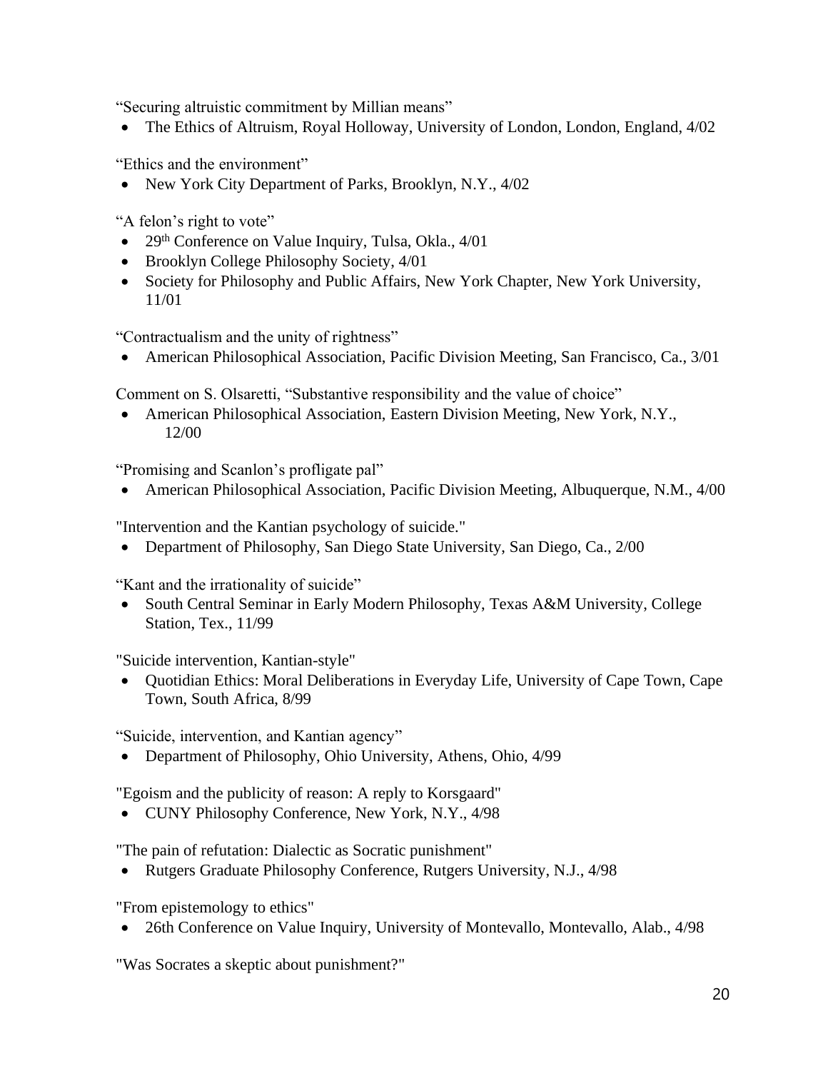"Securing altruistic commitment by Millian means"

- The Ethics of Altruism, Royal Holloway, University of London, London, England, 4/02

"Ethics and the environment"

- New York City Department of Parks, Brooklyn, N.Y., 4/02

"A felon's right to vote"

- 29th Conference on Value Inquiry, Tulsa, Okla., 4/01
- Brooklyn College Philosophy Society, 4/01
- Society for Philosophy and Public Affairs, New York Chapter, New York University, 11/01

"Contractualism and the unity of rightness"

- American Philosophical Association, Pacific Division Meeting, San Francisco, Ca., 3/01

Comment on S. Olsaretti, "Substantive responsibility and the value of choice"

- American Philosophical Association, Eastern Division Meeting, New York, N.Y., 12/00

"Promising and Scanlon's profligate pal"

- American Philosophical Association, Pacific Division Meeting, Albuquerque, N.M., 4/00

"Intervention and the Kantian psychology of suicide."

- Department of Philosophy, San Diego State University, San Diego, Ca., 2/00

"Kant and the irrationality of suicide"

- South Central Seminar in Early Modern Philosophy, Texas A&M University, College Station, Tex., 11/99

"Suicide intervention, Kantian-style"

- Quotidian Ethics: Moral Deliberations in Everyday Life, University of Cape Town, Cape Town, South Africa, 8/99

"Suicide, intervention, and Kantian agency"

- Department of Philosophy, Ohio University, Athens, Ohio, 4/99

"Egoism and the publicity of reason: A reply to Korsgaard"

- CUNY Philosophy Conference, New York, N.Y., 4/98

"The pain of refutation: Dialectic as Socratic punishment"

- Rutgers Graduate Philosophy Conference, Rutgers University, N.J., 4/98

"From epistemology to ethics"

- 26th Conference on Value Inquiry, University of Montevallo, Montevallo, Alab., 4/98

"Was Socrates a skeptic about punishment?"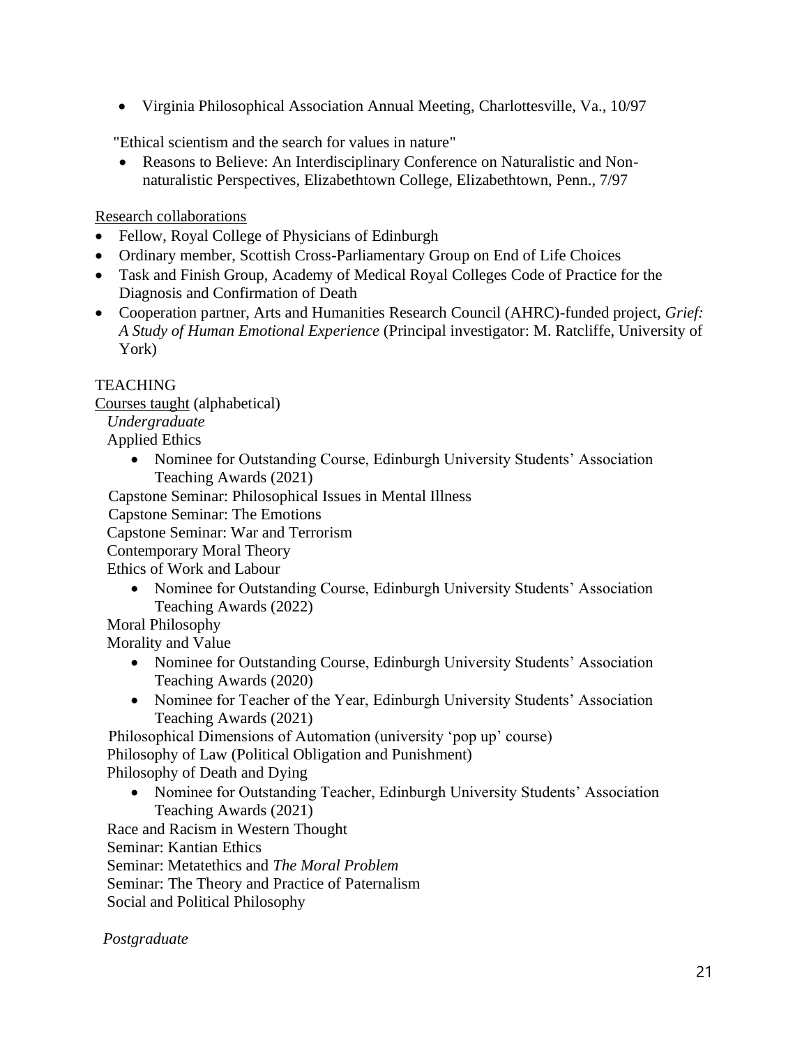- Virginia Philosophical Association Annual Meeting, Charlottesville, Va., 10/97

"Ethical scientism and the search for values in nature"

- Reasons to Believe: An Interdisciplinary Conference on Naturalistic and Non-naturalistic Perspectives, Elizabethtown College, Elizabethtown, Penn., 7/97

Research collaborations

- Fellow, Royal College of Physicians of Edinburgh
- Ordinary member, Scottish Cross-Parliamentary Group on End of Life Choices
- Task and Finish Group, Academy of Medical Royal Colleges Code of Practice for the Diagnosis and Confirmation of Death
- Cooperation partner, Arts and Humanities Research Council (AHRC)-funded project, *Grief: A Study of Human Emotional Experience* (Principal investigator: M. Ratcliffe, University of York)

TEACHING

Courses taught (alphabetical)

*Undergraduate*

Applied Ethics

- Nominee for Outstanding Course, Edinburgh University Students' Association Teaching Awards (2021)

Capstone Seminar: Philosophical Issues in Mental Illness

Capstone Seminar: The Emotions

Capstone Seminar: War and Terrorism

Contemporary Moral Theory

Ethics of Work and Labour

- Nominee for Outstanding Course, Edinburgh University Students' Association Teaching Awards (2022)

Moral Philosophy

Morality and Value

- Nominee for Outstanding Course, Edinburgh University Students' Association Teaching Awards (2020)
- Nominee for Teacher of the Year, Edinburgh University Students' Association Teaching Awards (2021)

Philosophical Dimensions of Automation (university 'pop up' course)

Philosophy of Law (Political Obligation and Punishment)

Philosophy of Death and Dying

- Nominee for Outstanding Teacher, Edinburgh University Students' Association Teaching Awards (2021)

Race and Racism in Western Thought

Seminar: Kantian Ethics

Seminar: Metatethics and *The Moral Problem*

Seminar: The Theory and Practice of Paternalism

Social and Political Philosophy

*Postgraduate*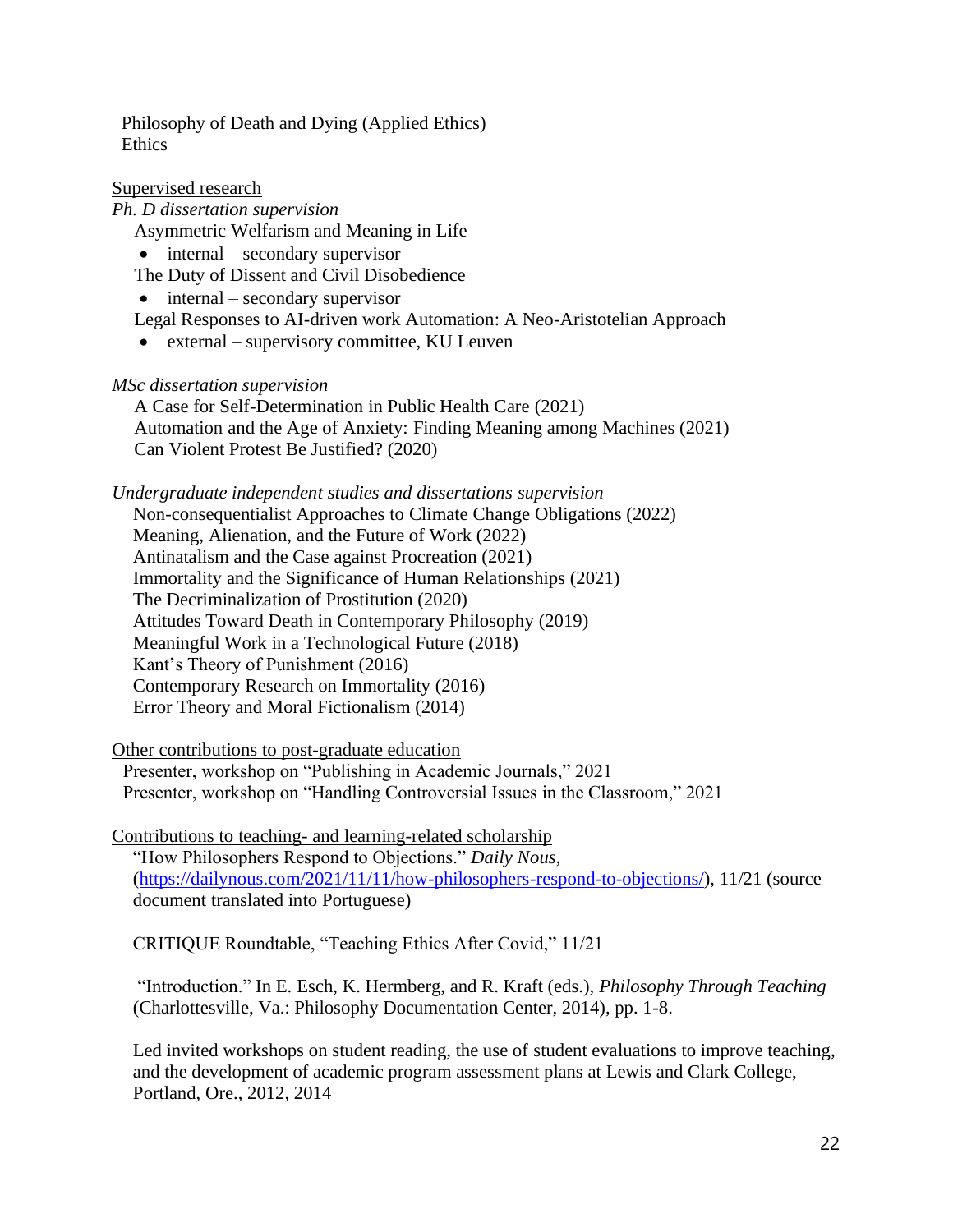Philosophy of Death and Dying (Applied Ethics)
Ethics

<u>Supervised research</u>

*Ph. D dissertation supervision*

Asymmetric Welfarism and Meaning in Life
- internal – secondary supervisor

The Duty of Dissent and Civil Disobedience
- internal – secondary supervisor

Legal Responses to AI-driven work Automation: A Neo-Aristotelian Approach
- external – supervisory committee, KU Leuven

*MSc dissertation supervision*

A Case for Self-Determination in Public Health Care (2021)
Automation and the Age of Anxiety: Finding Meaning among Machines (2021)
Can Violent Protest Be Justified? (2020)

*Undergraduate independent studies and dissertations supervision*

Non-consequentialist Approaches to Climate Change Obligations (2022)
Meaning, Alienation, and the Future of Work (2022)
Antinatalism and the Case against Procreation (2021)
Immortality and the Significance of Human Relationships (2021)
The Decriminalization of Prostitution (2020)
Attitudes Toward Death in Contemporary Philosophy (2019)
Meaningful Work in a Technological Future (2018)
Kant's Theory of Punishment (2016)
Contemporary Research on Immortality (2016)
Error Theory and Moral Fictionalism (2014)

<u>Other contributions to post-graduate education</u>

Presenter, workshop on "Publishing in Academic Journals," 2021
Presenter, workshop on "Handling Controversial Issues in the Classroom," 2021

<u>Contributions to teaching- and learning-related scholarship</u>

"How Philosophers Respond to Objections." *Daily Nous*, (https://dailynous.com/2021/11/11/how-philosophers-respond-to-objections/), 11/21 (source document translated into Portuguese)

CRITIQUE Roundtable, "Teaching Ethics After Covid," 11/21

"Introduction." In E. Esch, K. Hermberg, and R. Kraft (eds.), *Philosophy Through Teaching* (Charlottesville, Va.: Philosophy Documentation Center, 2014), pp. 1-8.

Led invited workshops on student reading, the use of student evaluations to improve teaching, and the development of academic program assessment plans at Lewis and Clark College, Portland, Ore., 2012, 2014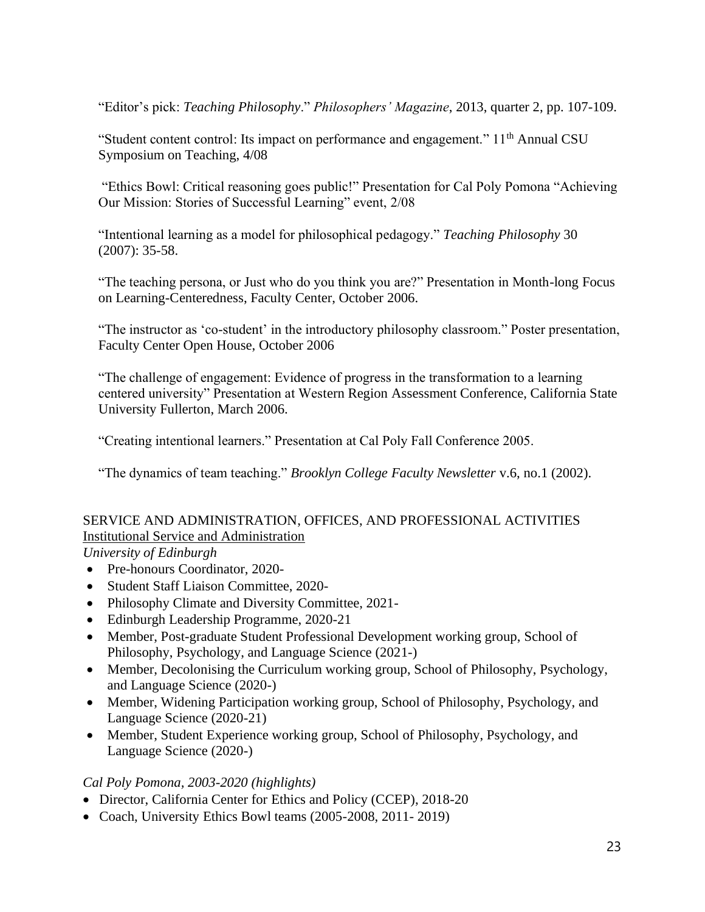"Editor's pick: *Teaching Philosophy*." *Philosophers' Magazine*, 2013, quarter 2, pp. 107-109.

"Student content control: Its impact on performance and engagement." 11th Annual CSU Symposium on Teaching, 4/08

"Ethics Bowl: Critical reasoning goes public!" Presentation for Cal Poly Pomona "Achieving Our Mission: Stories of Successful Learning" event, 2/08

"Intentional learning as a model for philosophical pedagogy." *Teaching Philosophy* 30 (2007): 35-58.

"The teaching persona, or Just who do you think you are?" Presentation in Month-long Focus on Learning-Centeredness, Faculty Center, October 2006.

"The instructor as 'co-student' in the introductory philosophy classroom." Poster presentation, Faculty Center Open House, October 2006

"The challenge of engagement: Evidence of progress in the transformation to a learning centered university" Presentation at Western Region Assessment Conference, California State University Fullerton, March 2006.

"Creating intentional learners." Presentation at Cal Poly Fall Conference 2005.

"The dynamics of team teaching." *Brooklyn College Faculty Newsletter* v.6, no.1 (2002).

## SERVICE AND ADMINISTRATION, OFFICES, AND PROFESSIONAL ACTIVITIES

### Institutional Service and Administration

*University of Edinburgh*

- Pre-honours Coordinator, 2020-
- Student Staff Liaison Committee, 2020-
- Philosophy Climate and Diversity Committee, 2021-
- Edinburgh Leadership Programme, 2020-21
- Member, Post-graduate Student Professional Development working group, School of Philosophy, Psychology, and Language Science (2021-)
- Member, Decolonising the Curriculum working group, School of Philosophy, Psychology, and Language Science (2020-)
- Member, Widening Participation working group, School of Philosophy, Psychology, and Language Science (2020-21)
- Member, Student Experience working group, School of Philosophy, Psychology, and Language Science (2020-)

*Cal Poly Pomona, 2003-2020 (highlights)*

- Director, California Center for Ethics and Policy (CCEP), 2018-20
- Coach, University Ethics Bowl teams (2005-2008, 2011- 2019)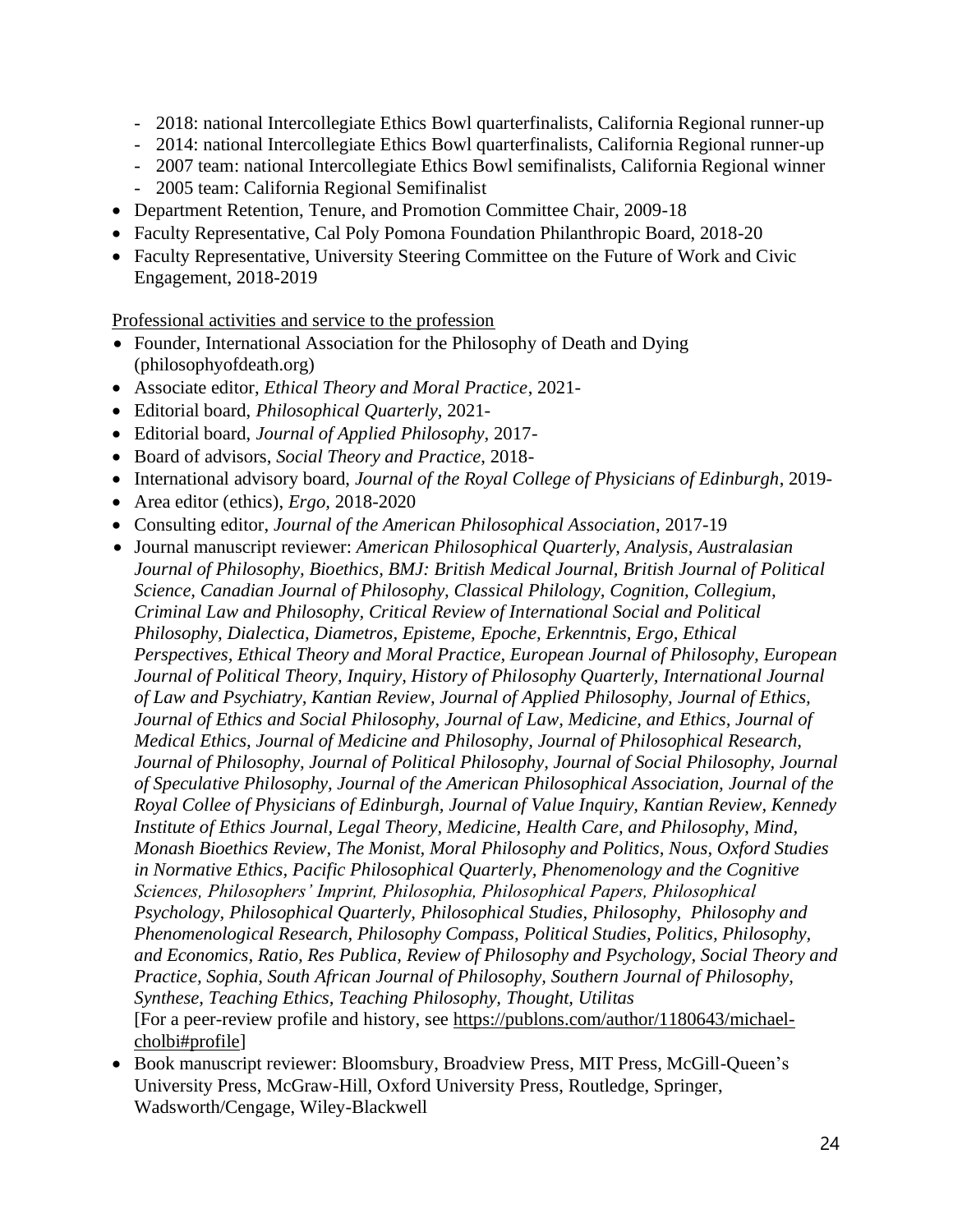- 2018: national Intercollegiate Ethics Bowl quarterfinalists, California Regional runner-up
  - 2014: national Intercollegiate Ethics Bowl quarterfinalists, California Regional runner-up
  - 2007 team: national Intercollegiate Ethics Bowl semifinalists, California Regional winner
  - 2005 team: California Regional Semifinalist
- Department Retention, Tenure, and Promotion Committee Chair, 2009-18
- Faculty Representative, Cal Poly Pomona Foundation Philanthropic Board, 2018-20
- Faculty Representative, University Steering Committee on the Future of Work and Civic Engagement, 2018-2019

Professional activities and service to the profession

- Founder, International Association for the Philosophy of Death and Dying (philosophyofdeath.org)
- Associate editor, *Ethical Theory and Moral Practice*, 2021-
- Editorial board, *Philosophical Quarterly*, 2021-
- Editorial board, *Journal of Applied Philosophy*, 2017-
- Board of advisors, *Social Theory and Practice*, 2018-
- International advisory board, *Journal of the Royal College of Physicians of Edinburgh*, 2019-
- Area editor (ethics), *Ergo,* 2018-2020
- Consulting editor, *Journal of the American Philosophical Association*, 2017-19
- Journal manuscript reviewer: *American Philosophical Quarterly, Analysis, Australasian Journal of Philosophy, Bioethics, BMJ: British Medical Journal, British Journal of Political Science, Canadian Journal of Philosophy, Classical Philology, Cognition, Collegium, Criminal Law and Philosophy, Critical Review of International Social and Political Philosophy, Dialectica, Diametros, Episteme, Epoche, Erkenntnis, Ergo, Ethical Perspectives, Ethical Theory and Moral Practice, European Journal of Philosophy, European Journal of Political Theory, Inquiry, History of Philosophy Quarterly, International Journal of Law and Psychiatry, Kantian Review, Journal of Applied Philosophy, Journal of Ethics, Journal of Ethics and Social Philosophy, Journal of Law, Medicine, and Ethics, Journal of Medical Ethics, Journal of Medicine and Philosophy, Journal of Philosophical Research, Journal of Philosophy, Journal of Political Philosophy, Journal of Social Philosophy, Journal of Speculative Philosophy, Journal of the American Philosophical Association, Journal of the Royal Collee of Physicians of Edinburgh, Journal of Value Inquiry, Kantian Review, Kennedy Institute of Ethics Journal, Legal Theory, Medicine, Health Care, and Philosophy, Mind, Monash Bioethics Review, The Monist, Moral Philosophy and Politics, Nous, Oxford Studies in Normative Ethics, Pacific Philosophical Quarterly, Phenomenology and the Cognitive Sciences, Philosophers' Imprint, Philosophia, Philosophical Papers, Philosophical Psychology, Philosophical Quarterly, Philosophical Studies, Philosophy, Philosophy and Phenomenological Research, Philosophy Compass, Political Studies, Politics, Philosophy, and Economics, Ratio, Res Publica, Review of Philosophy and Psychology, Social Theory and Practice, Sophia, South African Journal of Philosophy, Southern Journal of Philosophy, Synthese, Teaching Ethics, Teaching Philosophy, Thought, Utilitas*
  [For a peer-review profile and history, see https://publons.com/author/1180643/michael-cholbi#profile]
- Book manuscript reviewer: Bloomsbury, Broadview Press, MIT Press, McGill-Queen's University Press, McGraw-Hill, Oxford University Press, Routledge, Springer, Wadsworth/Cengage, Wiley-Blackwell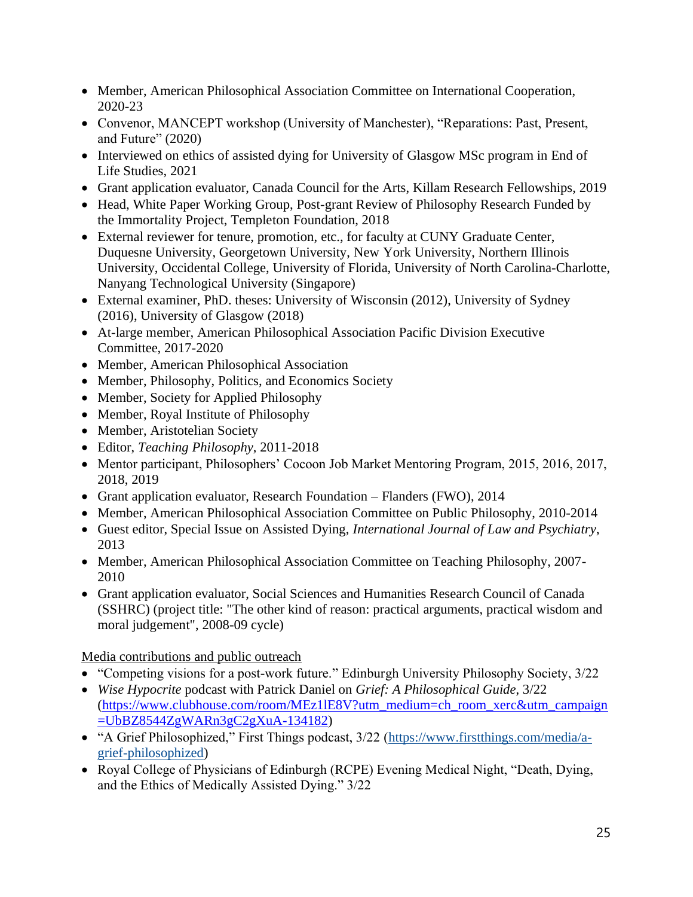- Member, American Philosophical Association Committee on International Cooperation, 2020-23
- Convenor, MANCEPT workshop (University of Manchester), "Reparations: Past, Present, and Future" (2020)
- Interviewed on ethics of assisted dying for University of Glasgow MSc program in End of Life Studies, 2021
- Grant application evaluator, Canada Council for the Arts, Killam Research Fellowships, 2019
- Head, White Paper Working Group, Post-grant Review of Philosophy Research Funded by the Immortality Project, Templeton Foundation, 2018
- External reviewer for tenure, promotion, etc., for faculty at CUNY Graduate Center, Duquesne University, Georgetown University, New York University, Northern Illinois University, Occidental College, University of Florida, University of North Carolina-Charlotte, Nanyang Technological University (Singapore)
- External examiner, PhD. theses: University of Wisconsin (2012), University of Sydney (2016), University of Glasgow (2018)
- At-large member, American Philosophical Association Pacific Division Executive Committee, 2017-2020
- Member, American Philosophical Association
- Member, Philosophy, Politics, and Economics Society
- Member, Society for Applied Philosophy
- Member, Royal Institute of Philosophy
- Member, Aristotelian Society
- Editor, *Teaching Philosophy*, 2011-2018
- Mentor participant, Philosophers' Cocoon Job Market Mentoring Program, 2015, 2016, 2017, 2018, 2019
- Grant application evaluator, Research Foundation – Flanders (FWO), 2014
- Member, American Philosophical Association Committee on Public Philosophy, 2010-2014
- Guest editor, Special Issue on Assisted Dying, *International Journal of Law and Psychiatry*, 2013
- Member, American Philosophical Association Committee on Teaching Philosophy, 2007-2010
- Grant application evaluator, Social Sciences and Humanities Research Council of Canada (SSHRC) (project title: "The other kind of reason: practical arguments, practical wisdom and moral judgement", 2008-09 cycle)

<u>Media contributions and public outreach</u>

- "Competing visions for a post-work future." Edinburgh University Philosophy Society, 3/22
- *Wise Hypocrite* podcast with Patrick Daniel on *Grief: A Philosophical Guide*, 3/22 (https://www.clubhouse.com/room/MEz1lE8V?utm_medium=ch_room_xerc&utm_campaign=UbBZ8544ZgWARn3gC2gXuA-134182)
- "A Grief Philosophized," First Things podcast, 3/22 (https://www.firstthings.com/media/a-grief-philosophized)
- Royal College of Physicians of Edinburgh (RCPE) Evening Medical Night, "Death, Dying, and the Ethics of Medically Assisted Dying." 3/22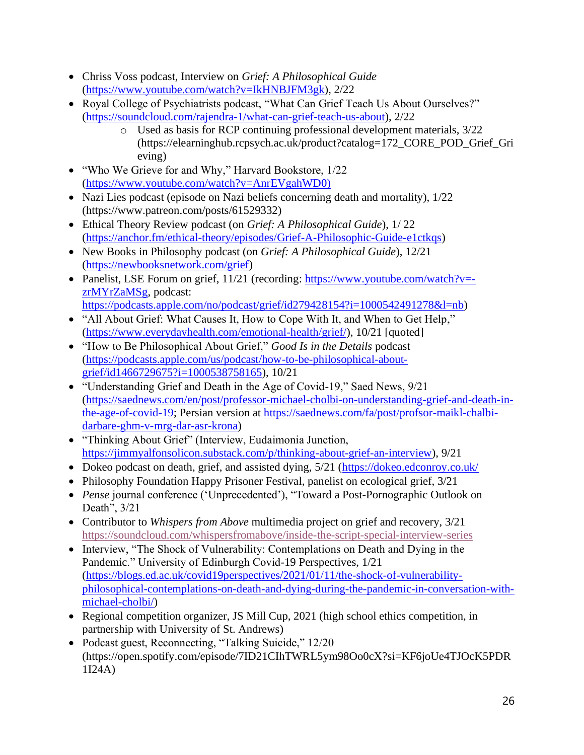- Chriss Voss podcast, Interview on *Grief: A Philosophical Guide* (https://www.youtube.com/watch?v=IkHNBJFM3gk), 2/22
- Royal College of Psychiatrists podcast, "What Can Grief Teach Us About Ourselves?" (https://soundcloud.com/rajendra-1/what-can-grief-teach-us-about), 2/22
    - Used as basis for RCP continuing professional development materials, 3/22 (https://elearninghub.rcpsych.ac.uk/product?catalog=172_CORE_POD_Grief_Grieving)
- "Who We Grieve for and Why," Harvard Bookstore, 1/22 (https://www.youtube.com/watch?v=AnrEVgahWD0)
- Nazi Lies podcast (episode on Nazi beliefs concerning death and mortality), 1/22 (https://www.patreon.com/posts/61529332)
- Ethical Theory Review podcast (on *Grief: A Philosophical Guide*), 1/ 22 (https://anchor.fm/ethical-theory/episodes/Grief-A-Philosophic-Guide-e1ctkqs)
- New Books in Philosophy podcast (on *Grief: A Philosophical Guide*), 12/21 (https://newbooksnetwork.com/grief)
- Panelist, LSE Forum on grief, 11/21 (recording: https://www.youtube.com/watch?v=-zrMYrZaMSg, podcast: https://podcasts.apple.com/no/podcast/grief/id279428154?i=1000542491278&l=nb)
- "All About Grief: What Causes It, How to Cope With It, and When to Get Help," (https://www.everydayhealth.com/emotional-health/grief/), 10/21 [quoted]
- "How to Be Philosophical About Grief," *Good Is in the Details* podcast (https://podcasts.apple.com/us/podcast/how-to-be-philosophical-about-grief/id1466729675?i=1000538758165), 10/21
- "Understanding Grief and Death in the Age of Covid-19," Saed News, 9/21 (https://saednews.com/en/post/professor-michael-cholbi-on-understanding-grief-and-death-in-the-age-of-covid-19; Persian version at https://saednews.com/fa/post/profsor-maikl-chalbi-darbare-ghm-v-mrg-dar-asr-krona)
- "Thinking About Grief" (Interview, Eudaimonia Junction, https://jimmyalfonsolicon.substack.com/p/thinking-about-grief-an-interview), 9/21
- Dokeo podcast on death, grief, and assisted dying, 5/21 (https://dokeo.edconroy.co.uk/
- Philosophy Foundation Happy Prisoner Festival, panelist on ecological grief, 3/21
- *Pense* journal conference ('Unprecedented'), "Toward a Post-Pornographic Outlook on Death", 3/21
- Contributor to *Whispers from Above* multimedia project on grief and recovery, 3/21 https://soundcloud.com/whispersfromabove/inside-the-script-special-interview-series
- Interview, "The Shock of Vulnerability: Contemplations on Death and Dying in the Pandemic." University of Edinburgh Covid-19 Perspectives, 1/21 (https://blogs.ed.ac.uk/covid19perspectives/2021/01/11/the-shock-of-vulnerability-philosophical-contemplations-on-death-and-dying-during-the-pandemic-in-conversation-with-michael-cholbi/)
- Regional competition organizer, JS Mill Cup, 2021 (high school ethics competition, in partnership with University of St. Andrews)
- Podcast guest, Reconnecting, "Talking Suicide," 12/20 (https://open.spotify.com/episode/7ID21CIhTWRL5ym98Oo0cX?si=KF6joUe4TJOcK5PDR1I24A)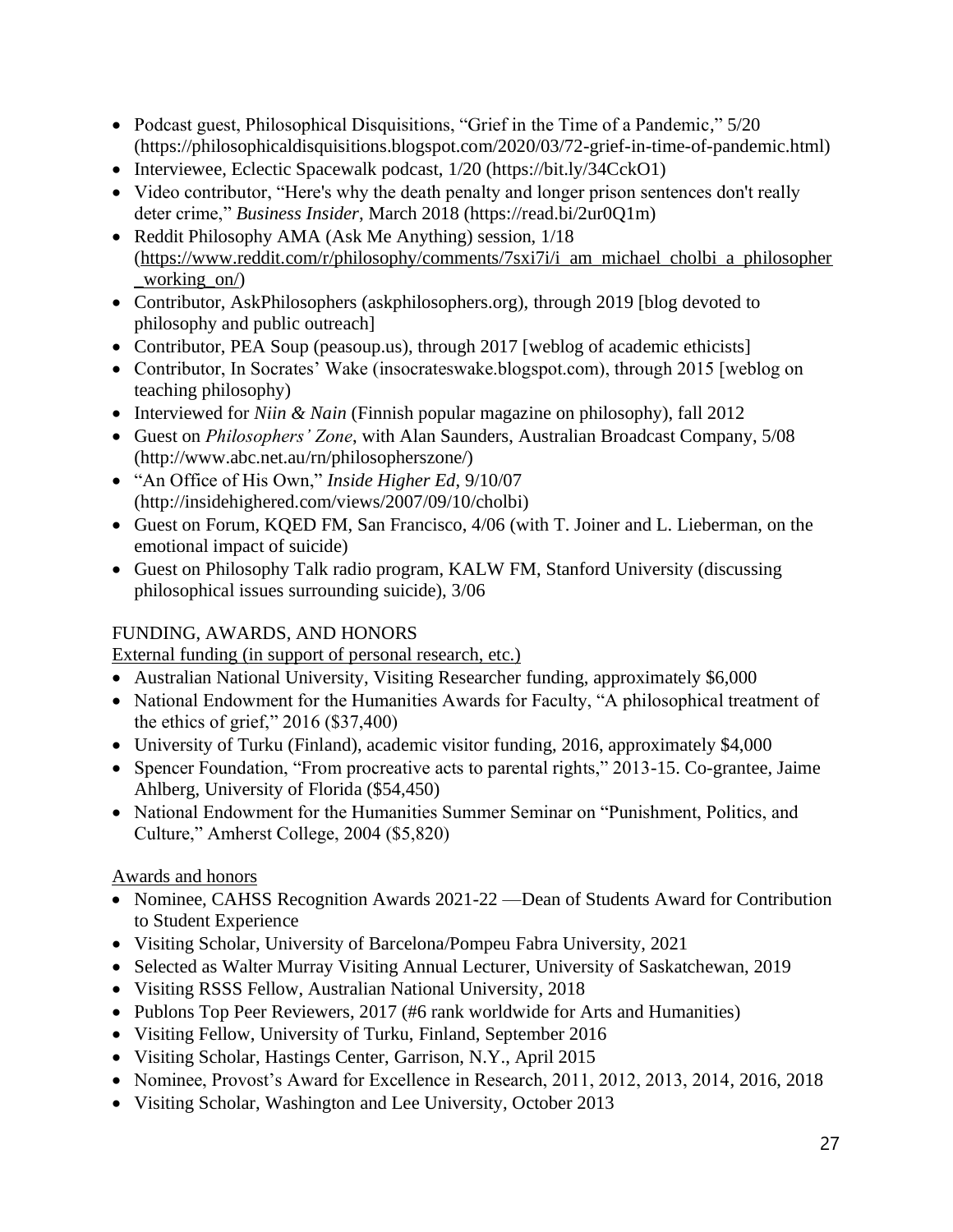- Podcast guest, Philosophical Disquisitions, "Grief in the Time of a Pandemic," 5/20 (https://philosophicaldisquisitions.blogspot.com/2020/03/72-grief-in-time-of-pandemic.html)
- Interviewee, Eclectic Spacewalk podcast, 1/20 (https://bit.ly/34CckO1)
- Video contributor, "Here's why the death penalty and longer prison sentences don't really deter crime," *Business Insider*, March 2018 (https://read.bi/2ur0Q1m)
- Reddit Philosophy AMA (Ask Me Anything) session, 1/18 (https://www.reddit.com/r/philosophy/comments/7sxi7i/i_am_michael_cholbi_a_philosopher_working_on/)
- Contributor, AskPhilosophers (askphilosophers.org), through 2019 [blog devoted to philosophy and public outreach]
- Contributor, PEA Soup (peasoup.us), through 2017 [weblog of academic ethicists]
- Contributor, In Socrates' Wake (insocrateswake.blogspot.com), through 2015 [weblog on teaching philosophy)
- Interviewed for *Niin & Nain* (Finnish popular magazine on philosophy), fall 2012
- Guest on *Philosophers' Zone*, with Alan Saunders, Australian Broadcast Company, 5/08 (http://www.abc.net.au/rn/philosopherszone/)
- "An Office of His Own," *Inside Higher Ed*, 9/10/07 (http://insidehighered.com/views/2007/09/10/cholbi)
- Guest on Forum, KQED FM, San Francisco, 4/06 (with T. Joiner and L. Lieberman, on the emotional impact of suicide)
- Guest on Philosophy Talk radio program, KALW FM, Stanford University (discussing philosophical issues surrounding suicide), 3/06

FUNDING, AWARDS, AND HONORS

External funding (in support of personal research, etc.)

- Australian National University, Visiting Researcher funding, approximately $6,000
- National Endowment for the Humanities Awards for Faculty, "A philosophical treatment of the ethics of grief," 2016 ($37,400)
- University of Turku (Finland), academic visitor funding, 2016, approximately $4,000
- Spencer Foundation, "From procreative acts to parental rights," 2013-15. Co-grantee, Jaime Ahlberg, University of Florida ($54,450)
- National Endowment for the Humanities Summer Seminar on "Punishment, Politics, and Culture," Amherst College, 2004 ($5,820)

Awards and honors

- Nominee, CAHSS Recognition Awards 2021-22 —Dean of Students Award for Contribution to Student Experience
- Visiting Scholar, University of Barcelona/Pompeu Fabra University, 2021
- Selected as Walter Murray Visiting Annual Lecturer, University of Saskatchewan, 2019
- Visiting RSSS Fellow, Australian National University, 2018
- Publons Top Peer Reviewers, 2017 (#6 rank worldwide for Arts and Humanities)
- Visiting Fellow, University of Turku, Finland, September 2016
- Visiting Scholar, Hastings Center, Garrison, N.Y., April 2015
- Nominee, Provost's Award for Excellence in Research, 2011, 2012, 2013, 2014, 2016, 2018
- Visiting Scholar, Washington and Lee University, October 2013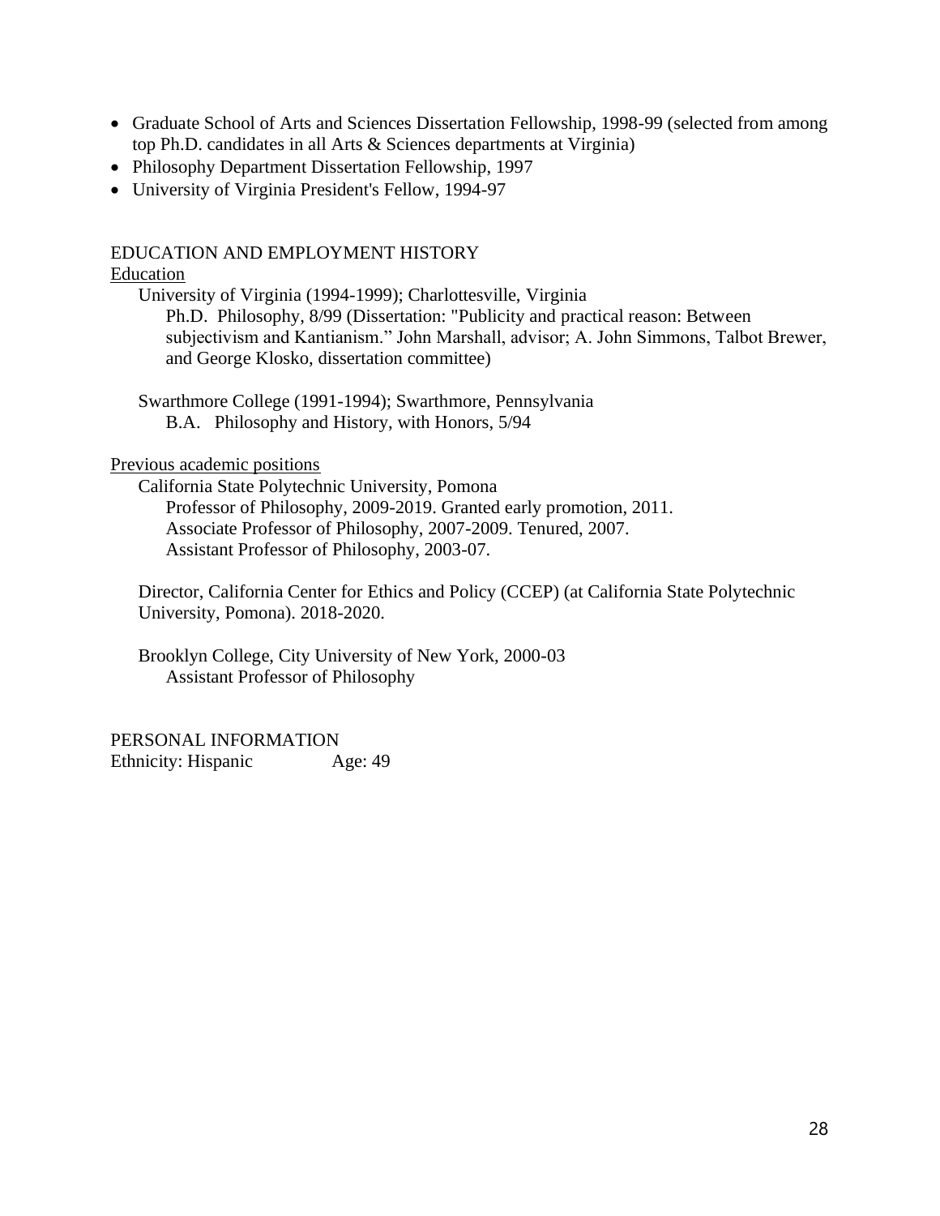- Graduate School of Arts and Sciences Dissertation Fellowship, 1998-99 (selected from among top Ph.D. candidates in all Arts & Sciences departments at Virginia)
- Philosophy Department Dissertation Fellowship, 1997
- University of Virginia President's Fellow, 1994-97

## EDUCATION AND EMPLOYMENT HISTORY

### Education

University of Virginia (1994-1999); Charlottesville, Virginia

Ph.D. Philosophy, 8/99 (Dissertation: "Publicity and practical reason: Between subjectivism and Kantianism." John Marshall, advisor; A. John Simmons, Talbot Brewer, and George Klosko, dissertation committee)

Swarthmore College (1991-1994); Swarthmore, Pennsylvania

B.A. Philosophy and History, with Honors, 5/94

### Previous academic positions

California State Polytechnic University, Pomona

Professor of Philosophy, 2009-2019. Granted early promotion, 2011.
Associate Professor of Philosophy, 2007-2009. Tenured, 2007.
Assistant Professor of Philosophy, 2003-07.

Director, California Center for Ethics and Policy (CCEP) (at California State Polytechnic University, Pomona). 2018-2020.

Brooklyn College, City University of New York, 2000-03

Assistant Professor of Philosophy

## PERSONAL INFORMATION

Ethnicity: Hispanic Age: 49